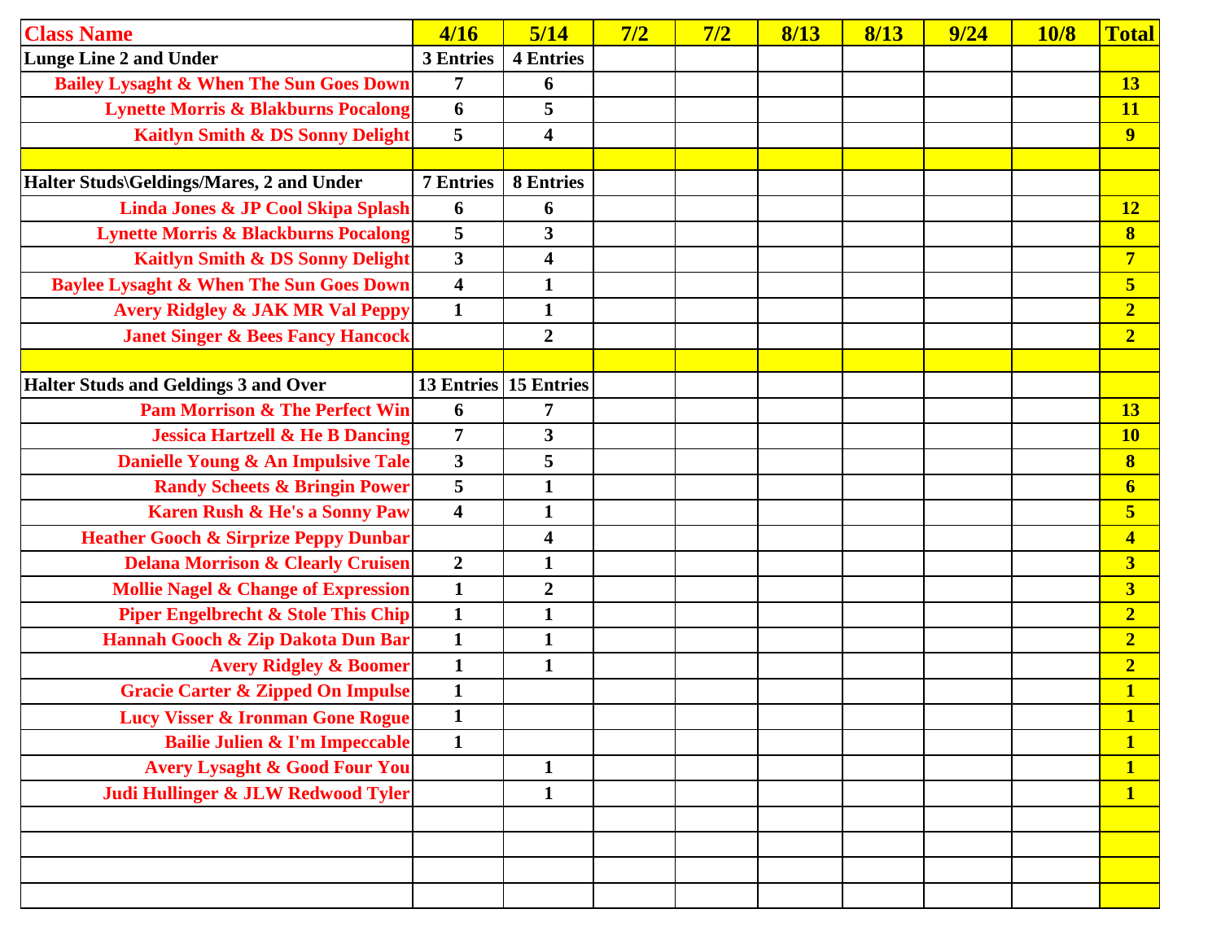| Class Name | 4/16 | 5/14 | 7/2 | 7/2 | 8/13 | 8/13 | 9/24 | 10/8 | Total |
|---|---|---|---|---|---|---|---|---|---|
| **Lunge Line 2 and Under** | **3 Entries** | **4 Entries** | | | | | | | |
| Bailey Lysaght & When The Sun Goes Down | 7 | 6 | | | | | | | 13 |
| Lynette Morris & Blakburns Pocalong | 6 | 5 | | | | | | | 11 |
| Kaitlyn Smith & DS Sonny Delight | 5 | 4 | | | | | | | 9 |
| | | | | | | | | | |
| **Halter Studs\Geldings/Mares, 2 and Under** | **7 Entries** | **8 Entries** | | | | | | | |
| Linda Jones & JP Cool Skipa Splash | 6 | 6 | | | | | | | 12 |
| Lynette Morris & Blackburns Pocalong | 5 | 3 | | | | | | | 8 |
| Kaitlyn Smith & DS Sonny Delight | 3 | 4 | | | | | | | 7 |
| Baylee Lysaght & When The Sun Goes Down | 4 | 1 | | | | | | | 5 |
| Avery Ridgley & JAK MR Val Peppy | 1 | 1 | | | | | | | 2 |
| Janet Singer & Bees Fancy Hancock | | 2 | | | | | | | 2 |
| | | | | | | | | | |
| **Halter Studs and Geldings 3 and Over** | **13 Entries** | **15 Entries** | | | | | | | |
| Pam Morrison & The Perfect Win | 6 | 7 | | | | | | | 13 |
| Jessica Hartzell & He B Dancing | 7 | 3 | | | | | | | 10 |
| Danielle Young & An Impulsive Tale | 3 | 5 | | | | | | | 8 |
| Randy Scheets & Bringin Power | 5 | 1 | | | | | | | 6 |
| Karen Rush & He's a Sonny Paw | 4 | 1 | | | | | | | 5 |
| Heather Gooch & Sirprize Peppy Dunbar | | 4 | | | | | | | 4 |
| Delana Morrison & Clearly Cruisen | 2 | 1 | | | | | | | 3 |
| Mollie Nagel & Change of Expression | 1 | 2 | | | | | | | 3 |
| Piper Engelbrecht & Stole This Chip | 1 | 1 | | | | | | | 2 |
| Hannah Gooch & Zip Dakota Dun Bar | 1 | 1 | | | | | | | 2 |
| Avery Ridgley & Boomer | 1 | 1 | | | | | | | 2 |
| Gracie Carter & Zipped On Impulse | 1 | | | | | | | | 1 |
| Lucy Visser & Ironman Gone Rogue | 1 | | | | | | | | 1 |
| Bailie Julien & I'm Impeccable | 1 | | | | | | | | 1 |
| Avery Lysaght & Good Four You | | 1 | | | | | | | 1 |
| Judi Hullinger & JLW Redwood Tyler | | 1 | | | | | | | 1 |
| | | | | | | | | | |
| | | | | | | | | | |
| | | | | | | | | | |
| | | | | | | | | | |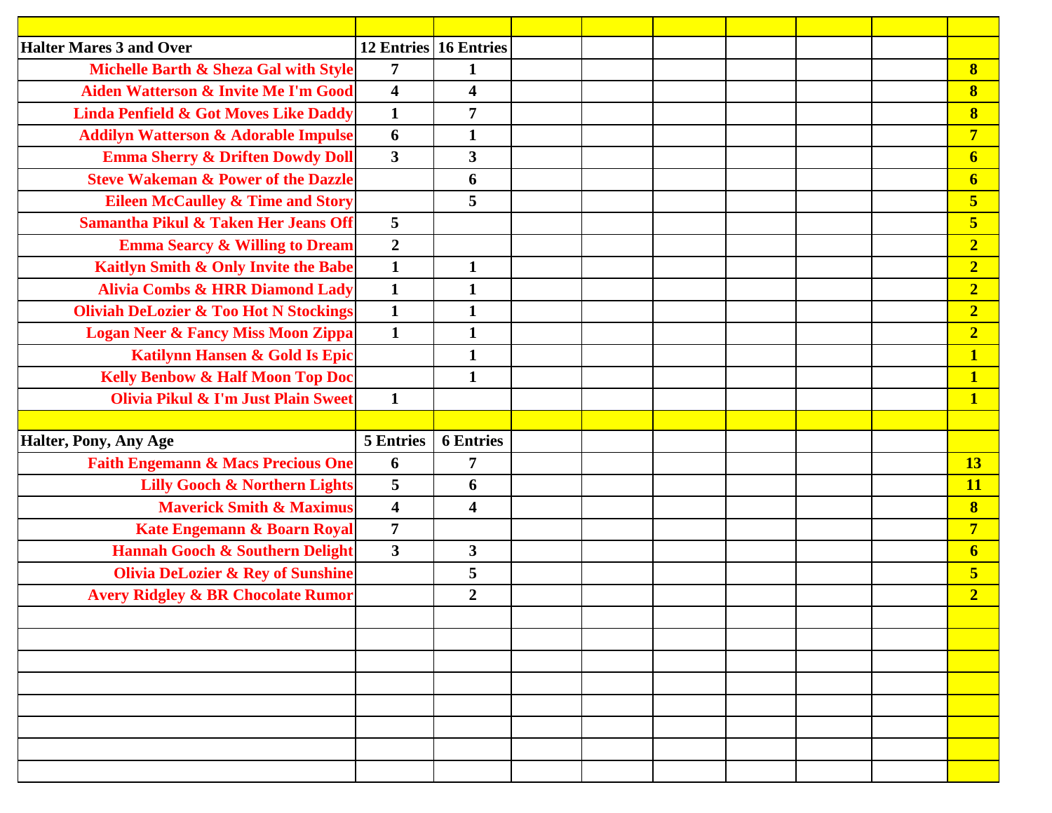| | | | | | | | | | |
|---|---|---|---|---|---|---|---|---|---|
| **Halter Mares 3 and Over** | **12 Entries** | **16 Entries** | | | | | | | |
| **Michelle Barth & Sheza Gal with Style** | **7** | **1** | | | | | | | **8** |
| **Aiden Watterson & Invite Me I'm Good** | **4** | **4** | | | | | | | **8** |
| **Linda Penfield & Got Moves Like Daddy** | **1** | **7** | | | | | | | **8** |
| **Addilyn Watterson & Adorable Impulse** | **6** | **1** | | | | | | | **7** |
| **Emma Sherry & Driften Dowdy Doll** | **3** | **3** | | | | | | | **6** |
| **Steve Wakeman & Power of the Dazzle** | | **6** | | | | | | | **6** |
| **Eileen McCaulley & Time and Story** | | **5** | | | | | | | **5** |
| **Samantha Pikul & Taken Her Jeans Off** | **5** | | | | | | | | **5** |
| **Emma Searcy & Willing to Dream** | **2** | | | | | | | | **2** |
| **Kaitlyn Smith & Only Invite the Babe** | **1** | **1** | | | | | | | **2** |
| **Alivia Combs & HRR Diamond Lady** | **1** | **1** | | | | | | | **2** |
| **Oliviah DeLozier & Too Hot N Stockings** | **1** | **1** | | | | | | | **2** |
| **Logan Neer & Fancy Miss Moon Zippa** | **1** | **1** | | | | | | | **2** |
| **Katilynn Hansen & Gold Is Epic** | | **1** | | | | | | | **1** |
| **Kelly Benbow & Half Moon Top Doc** | | **1** | | | | | | | **1** |
| **Olivia Pikul & I'm Just Plain Sweet** | **1** | | | | | | | | **1** |
| | | | | | | | | | |
| **Halter, Pony, Any Age** | **5 Entries** | **6 Entries** | | | | | | | |
| **Faith Engemann & Macs Precious One** | **6** | **7** | | | | | | | **13** |
| **Lilly Gooch & Northern Lights** | **5** | **6** | | | | | | | **11** |
| **Maverick Smith & Maximus** | **4** | **4** | | | | | | | **8** |
| **Kate Engemann & Boarn Royal** | **7** | | | | | | | | **7** |
| **Hannah Gooch & Southern Delight** | **3** | **3** | | | | | | | **6** |
| **Olivia DeLozier & Rey of Sunshine** | | **5** | | | | | | | **5** |
| **Avery Ridgley & BR Chocolate Rumor** | | **2** | | | | | | | **2** |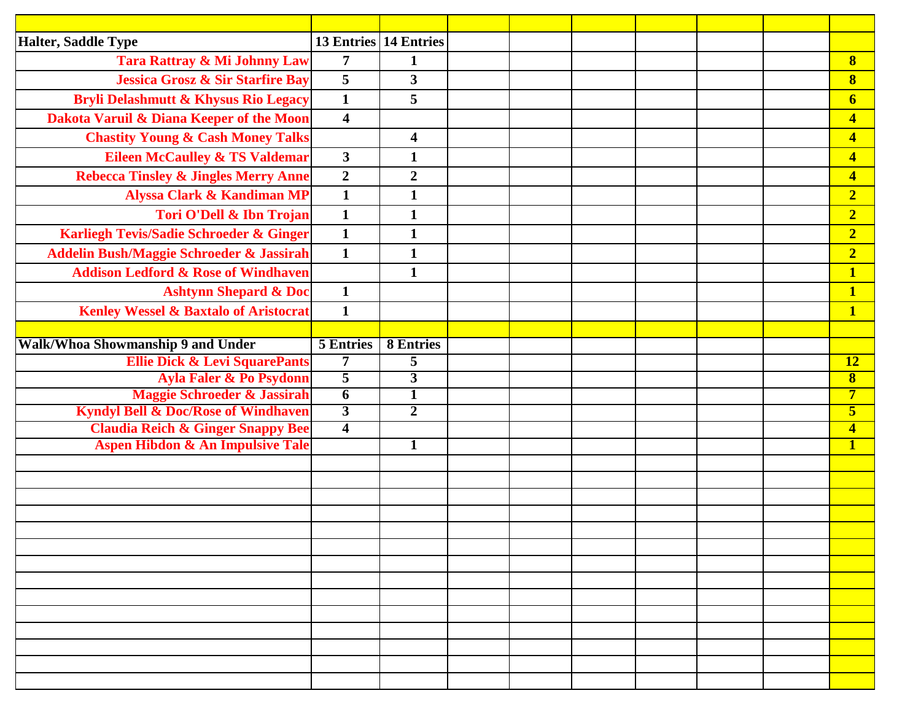| | | | | | | | | | |
|---|---|---|---|---|---|---|---|---|---|
| **Halter, Saddle Type** | **13 Entries** | **14 Entries** | | | | | | | |
| **Tara Rattray & Mi Johnny Law** | **7** | **1** | | | | | | | **8** |
| **Jessica Grosz & Sir Starfire Bay** | **5** | **3** | | | | | | | **8** |
| **Bryli Delashmutt & Khysus Rio Legacy** | **1** | **5** | | | | | | | **6** |
| **Dakota Varuil & Diana Keeper of the Moon** | **4** | | | | | | | | **4** |
| **Chastity Young & Cash Money Talks** | | **4** | | | | | | | **4** |
| **Eileen McCaulley & TS Valdemar** | **3** | **1** | | | | | | | **4** |
| **Rebecca Tinsley & Jingles Merry Anne** | **2** | **2** | | | | | | | **4** |
| **Alyssa Clark & Kandiman MP** | **1** | **1** | | | | | | | **2** |
| **Tori O'Dell & Ibn Trojan** | **1** | **1** | | | | | | | **2** |
| **Karliegh Tevis/Sadie Schroeder & Ginger** | **1** | **1** | | | | | | | **2** |
| **Addelin Bush/Maggie Schroeder & Jassirah** | **1** | **1** | | | | | | | **2** |
| **Addison Ledford & Rose of Windhaven** | | **1** | | | | | | | **1** |
| **Ashtynn Shepard & Doc** | **1** | | | | | | | | **1** |
| **Kenley Wessel & Baxtalo of Aristocrat** | **1** | | | | | | | | **1** |
| | | | | | | | | | |
| **Walk/Whoa Showmanship 9 and Under** | **5 Entries** | **8 Entries** | | | | | | | |
| **Ellie Dick & Levi SquarePants** | **7** | **5** | | | | | | | **12** |
| **Ayla Faler & Po Psydonn** | **5** | **3** | | | | | | | **8** |
| **Maggie Schroeder & Jassirah** | **6** | **1** | | | | | | | **7** |
| **Kyndyl Bell & Doc/Rose of Windhaven** | **3** | **2** | | | | | | | **5** |
| **Claudia Reich & Ginger Snappy Bee** | **4** | | | | | | | | **4** |
| **Aspen Hibdon & An Impulsive Tale** | | **1** | | | | | | | **1** |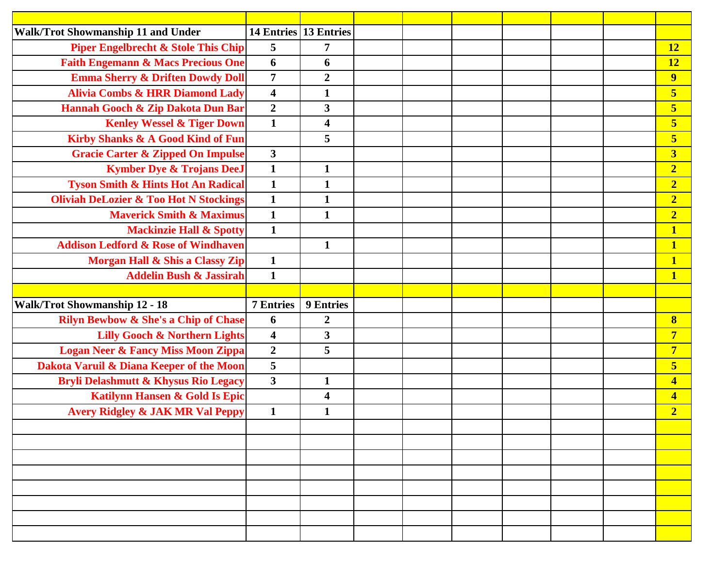| | | | | | | | | | |
|---|---|---|---|---|---|---|---|---|---|
| **Walk/Trot Showmanship 11 and Under** | **14 Entries** | **13 Entries** | | | | | | | |
| **Piper Engelbrecht & Stole This Chip** | **5** | **7** | | | | | | | **12** |
| **Faith Engemann & Macs Precious One** | **6** | **6** | | | | | | | **12** |
| **Emma Sherry & Driften Dowdy Doll** | **7** | **2** | | | | | | | **9** |
| **Alivia Combs & HRR Diamond Lady** | **4** | **1** | | | | | | | **5** |
| **Hannah Gooch & Zip Dakota Dun Bar** | **2** | **3** | | | | | | | **5** |
| **Kenley Wessel & Tiger Down** | **1** | **4** | | | | | | | **5** |
| **Kirby Shanks & A Good Kind of Fun** | | **5** | | | | | | | **5** |
| **Gracie Carter & Zipped On Impulse** | **3** | | | | | | | | **3** |
| **Kymber Dye & Trojans DeeJ** | **1** | **1** | | | | | | | **2** |
| **Tyson Smith & Hints Hot An Radical** | **1** | **1** | | | | | | | **2** |
| **Oliviah DeLozier & Too Hot N Stockings** | **1** | **1** | | | | | | | **2** |
| **Maverick Smith & Maximus** | **1** | **1** | | | | | | | **2** |
| **Mackinzie Hall & Spotty** | **1** | | | | | | | | **1** |
| **Addison Ledford & Rose of Windhaven** | | **1** | | | | | | | **1** |
| **Morgan Hall & Shis a Classy Zip** | **1** | | | | | | | | **1** |
| **Addelin Bush & Jassirah** | **1** | | | | | | | | **1** |
| | | | | | | | | | |
| **Walk/Trot Showmanship 12 - 18** | **7 Entries** | **9 Entries** | | | | | | | |
| **Rilyn Bewbow & She's a Chip of Chase** | **6** | **2** | | | | | | | **8** |
| **Lilly Gooch & Northern Lights** | **4** | **3** | | | | | | | **7** |
| **Logan Neer & Fancy Miss Moon Zippa** | **2** | **5** | | | | | | | **7** |
| **Dakota Varuil & Diana Keeper of the Moon** | **5** | | | | | | | | **5** |
| **Bryli Delashmutt & Khysus Rio Legacy** | **3** | **1** | | | | | | | **4** |
| **Katilynn Hansen & Gold Is Epic** | | **4** | | | | | | | **4** |
| **Avery Ridgley & JAK MR Val Peppy** | **1** | **1** | | | | | | | **2** |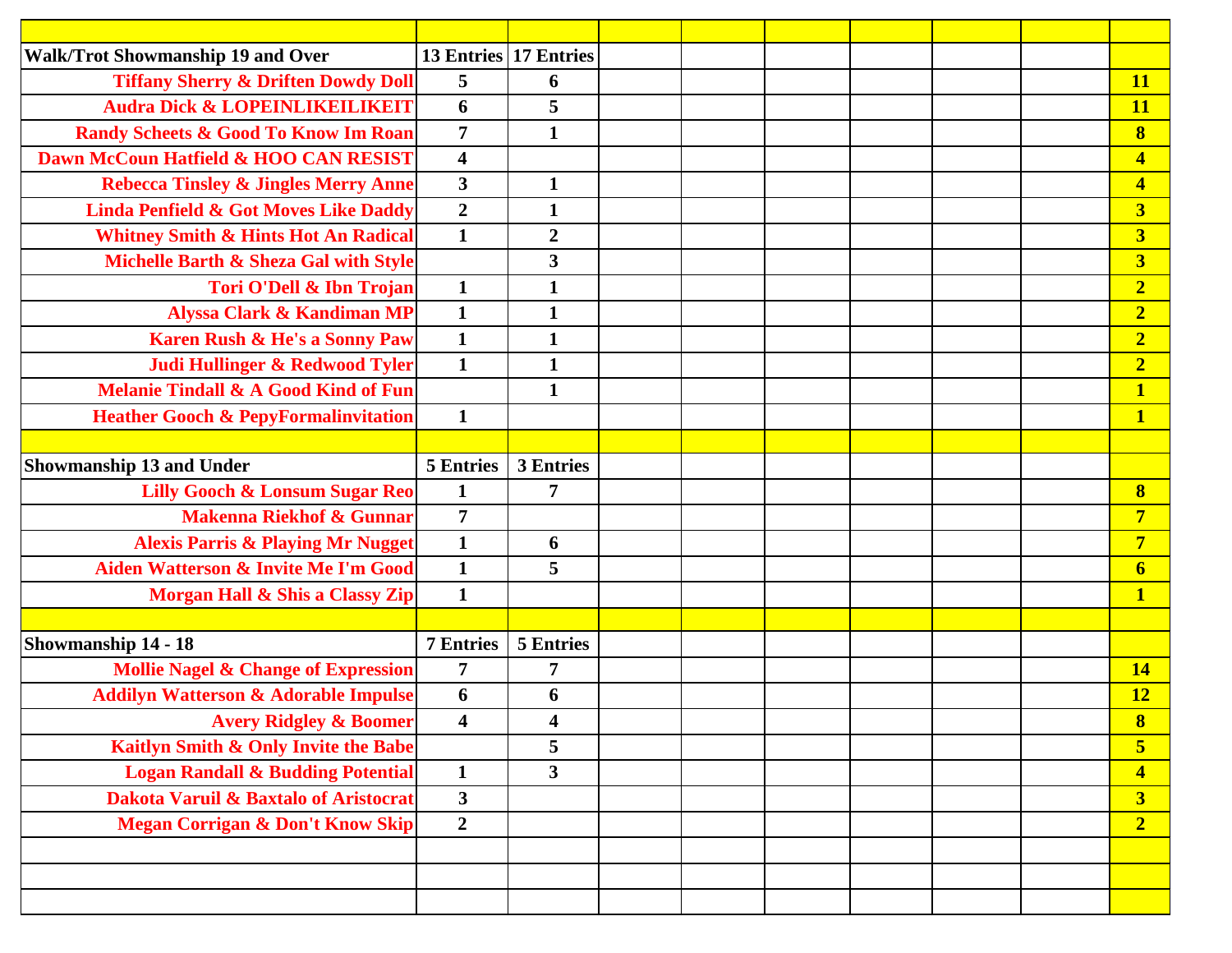| | | | | | | | | | |
|---|---|---|---|---|---|---|---|---|---|
| **Walk/Trot Showmanship 19 and Over** | **13 Entries** | **17 Entries** | | | | | | | |
| **Tiffany Sherry & Driften Dowdy Doll** | **5** | **6** | | | | | | | **11** |
| **Audra Dick & LOPEINLIKEILIKEIT** | **6** | **5** | | | | | | | **11** |
| **Randy Scheets & Good To Know Im Roan** | **7** | **1** | | | | | | | **8** |
| **Dawn McCoun Hatfield & HOO CAN RESIST** | **4** | | | | | | | | **4** |
| **Rebecca Tinsley & Jingles Merry Anne** | **3** | **1** | | | | | | | **4** |
| **Linda Penfield & Got Moves Like Daddy** | **2** | **1** | | | | | | | **3** |
| **Whitney Smith & Hints Hot An Radical** | **1** | **2** | | | | | | | **3** |
| **Michelle Barth & Sheza Gal with Style** | | **3** | | | | | | | **3** |
| **Tori O'Dell & Ibn Trojan** | **1** | **1** | | | | | | | **2** |
| **Alyssa Clark & Kandiman MP** | **1** | **1** | | | | | | | **2** |
| **Karen Rush & He's a Sonny Paw** | **1** | **1** | | | | | | | **2** |
| **Judi Hullinger & Redwood Tyler** | **1** | **1** | | | | | | | **2** |
| **Melanie Tindall & A Good Kind of Fun** | | **1** | | | | | | | **1** |
| **Heather Gooch & PepyFormalinvitation** | **1** | | | | | | | | **1** |
| | | | | | | | | | |
| **Showmanship 13 and Under** | **5 Entries** | **3 Entries** | | | | | | | |
| **Lilly Gooch & Lonsum Sugar Reo** | **1** | **7** | | | | | | | **8** |
| **Makenna Riekhof & Gunnar** | **7** | | | | | | | | **7** |
| **Alexis Parris & Playing Mr Nugget** | **1** | **6** | | | | | | | **7** |
| **Aiden Watterson & Invite Me I'm Good** | **1** | **5** | | | | | | | **6** |
| **Morgan Hall & Shis a Classy Zip** | **1** | | | | | | | | **1** |
| | | | | | | | | | |
| **Showmanship 14 - 18** | **7 Entries** | **5 Entries** | | | | | | | |
| **Mollie Nagel & Change of Expression** | **7** | **7** | | | | | | | **14** |
| **Addilyn Watterson & Adorable Impulse** | **6** | **6** | | | | | | | **12** |
| **Avery Ridgley & Boomer** | **4** | **4** | | | | | | | **8** |
| **Kaitlyn Smith & Only Invite the Babe** | | **5** | | | | | | | **5** |
| **Logan Randall & Budding Potential** | **1** | **3** | | | | | | | **4** |
| **Dakota Varuil & Baxtalo of Aristocrat** | **3** | | | | | | | | **3** |
| **Megan Corrigan & Don't Know Skip** | **2** | | | | | | | | **2** |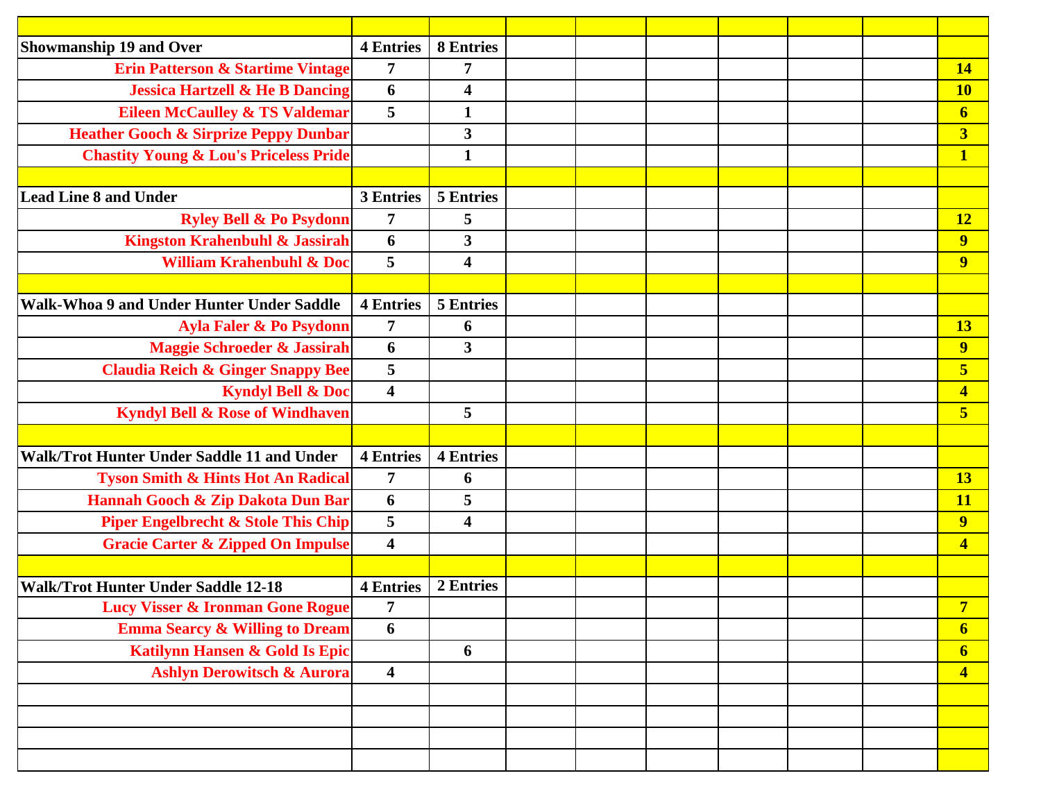| | | | | | | | | | |
|---|---|---|---|---|---|---|---|---|---|
| **Showmanship 19 and Over** | **4 Entries** | **8 Entries** | | | | | | | |
| **Erin Patterson & Startime Vintage** | **7** | **7** | | | | | | | **14** |
| **Jessica Hartzell & He B Dancing** | **6** | **4** | | | | | | | **10** |
| **Eileen McCaulley & TS Valdemar** | **5** | **1** | | | | | | | **6** |
| **Heather Gooch & Sirprize Peppy Dunbar** | | **3** | | | | | | | **3** |
| **Chastity Young & Lou's Priceless Pride** | | **1** | | | | | | | **1** |
| | | | | | | | | | |
| **Lead Line 8 and Under** | **3 Entries** | **5 Entries** | | | | | | | |
| **Ryley Bell & Po Psydonn** | **7** | **5** | | | | | | | **12** |
| **Kingston Krahenbuhl & Jassirah** | **6** | **3** | | | | | | | **9** |
| **William Krahenbuhl & Doc** | **5** | **4** | | | | | | | **9** |
| | | | | | | | | | |
| **Walk-Whoa 9 and Under Hunter Under Saddle** | **4 Entries** | **5 Entries** | | | | | | | |
| **Ayla Faler & Po Psydonn** | **7** | **6** | | | | | | | **13** |
| **Maggie Schroeder & Jassirah** | **6** | **3** | | | | | | | **9** |
| **Claudia Reich & Ginger Snappy Bee** | **5** | | | | | | | | **5** |
| **Kyndyl Bell & Doc** | **4** | | | | | | | | **4** |
| **Kyndyl Bell & Rose of Windhaven** | | **5** | | | | | | | **5** |
| | | | | | | | | | |
| **Walk/Trot Hunter Under Saddle 11 and Under** | **4 Entries** | **4 Entries** | | | | | | | |
| **Tyson Smith & Hints Hot An Radical** | **7** | **6** | | | | | | | **13** |
| **Hannah Gooch & Zip Dakota Dun Bar** | **6** | **5** | | | | | | | **11** |
| **Piper Engelbrecht & Stole This Chip** | **5** | **4** | | | | | | | **9** |
| **Gracie Carter & Zipped On Impulse** | **4** | | | | | | | | **4** |
| | | | | | | | | | |
| **Walk/Trot Hunter Under Saddle 12-18** | **4 Entries** | **2 Entries** | | | | | | | |
| **Lucy Visser & Ironman Gone Rogue** | **7** | | | | | | | | **7** |
| **Emma Searcy & Willing to Dream** | **6** | | | | | | | | **6** |
| **Katilynn Hansen & Gold Is Epic** | | **6** | | | | | | | **6** |
| **Ashlyn Derowitsch & Aurora** | **4** | | | | | | | | **4** |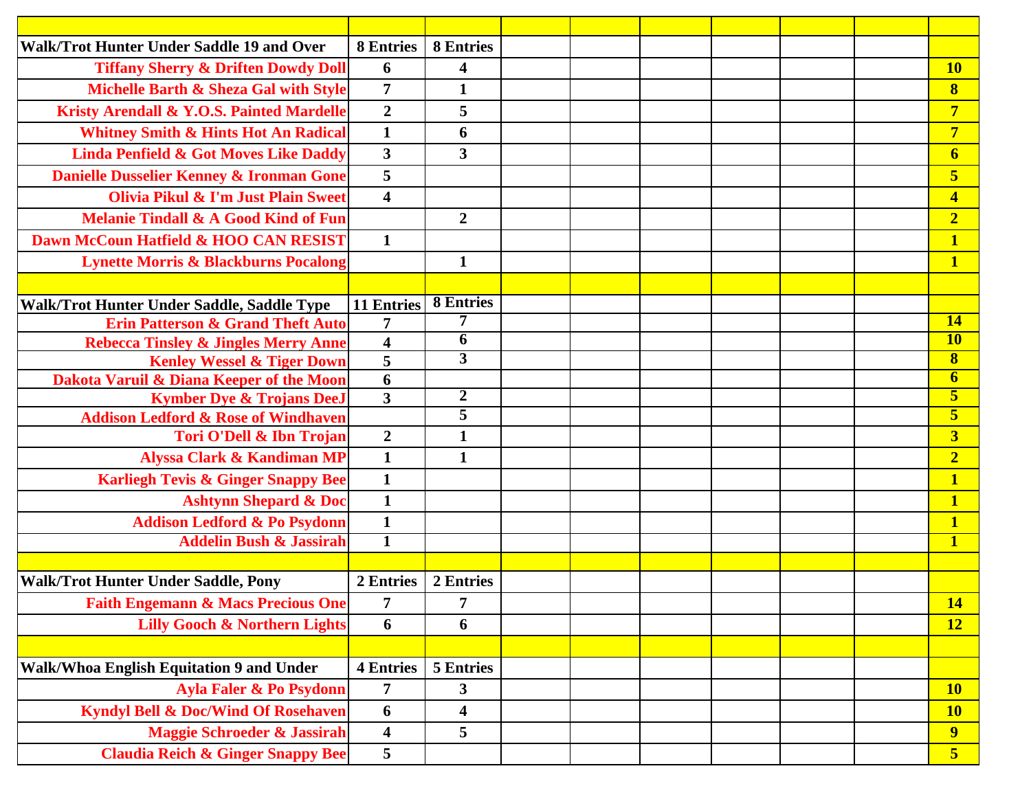| | | | | | | | | | |
|---|---|---|---|---|---|---|---|---|---|
| **Walk/Trot Hunter Under Saddle 19 and Over** | **8 Entries** | **8 Entries** | | | | | | | |
| **Tiffany Sherry & Driften Dowdy Doll** | **6** | **4** | | | | | | | **10** |
| **Michelle Barth & Sheza Gal with Style** | **7** | **1** | | | | | | | **8** |
| **Kristy Arendall & Y.O.S. Painted Mardelle** | **2** | **5** | | | | | | | **7** |
| **Whitney Smith & Hints Hot An Radical** | **1** | **6** | | | | | | | **7** |
| **Linda Penfield & Got Moves Like Daddy** | **3** | **3** | | | | | | | **6** |
| **Danielle Dusselier Kenney & Ironman Gone** | **5** | | | | | | | | **5** |
| **Olivia Pikul & I'm Just Plain Sweet** | **4** | | | | | | | | **4** |
| **Melanie Tindall & A Good Kind of Fun** | | **2** | | | | | | | **2** |
| **Dawn McCoun Hatfield & HOO CAN RESIST** | **1** | | | | | | | | **1** |
| **Lynette Morris & Blackburns Pocalong** | | **1** | | | | | | | **1** |
| | | | | | | | | | |
| **Walk/Trot Hunter Under Saddle, Saddle Type** | **11 Entries** | **8 Entries** | | | | | | | |
| **Erin Patterson & Grand Theft Auto** | **7** | **7** | | | | | | | **14** |
| **Rebecca Tinsley & Jingles Merry Anne** | **4** | **6** | | | | | | | **10** |
| **Kenley Wessel & Tiger Down** | **5** | **3** | | | | | | | **8** |
| **Dakota Varuil & Diana Keeper of the Moon** | **6** | | | | | | | | **6** |
| **Kymber Dye & Trojans DeeJ** | **3** | **2** | | | | | | | **5** |
| **Addison Ledford & Rose of Windhaven** | | **5** | | | | | | | **5** |
| **Tori O'Dell & Ibn Trojan** | **2** | **1** | | | | | | | **3** |
| **Alyssa Clark & Kandiman MP** | **1** | **1** | | | | | | | **2** |
| **Karliegh Tevis & Ginger Snappy Bee** | **1** | | | | | | | | **1** |
| **Ashtynn Shepard & Doc** | **1** | | | | | | | | **1** |
| **Addison Ledford & Po Psydonn** | **1** | | | | | | | | **1** |
| **Addelin Bush & Jassirah** | **1** | | | | | | | | **1** |
| | | | | | | | | | |
| **Walk/Trot Hunter Under Saddle, Pony** | **2 Entries** | **2 Entries** | | | | | | | |
| **Faith Engemann & Macs Precious One** | **7** | **7** | | | | | | | **14** |
| **Lilly Gooch & Northern Lights** | **6** | **6** | | | | | | | **12** |
| | | | | | | | | | |
| **Walk/Whoa English Equitation 9 and Under** | **4 Entries** | **5 Entries** | | | | | | | |
| **Ayla Faler & Po Psydonn** | **7** | **3** | | | | | | | **10** |
| **Kyndyl Bell & Doc/Wind Of Rosehaven** | **6** | **4** | | | | | | | **10** |
| **Maggie Schroeder & Jassirah** | **4** | **5** | | | | | | | **9** |
| **Claudia Reich & Ginger Snappy Bee** | **5** | | | | | | | | **5** |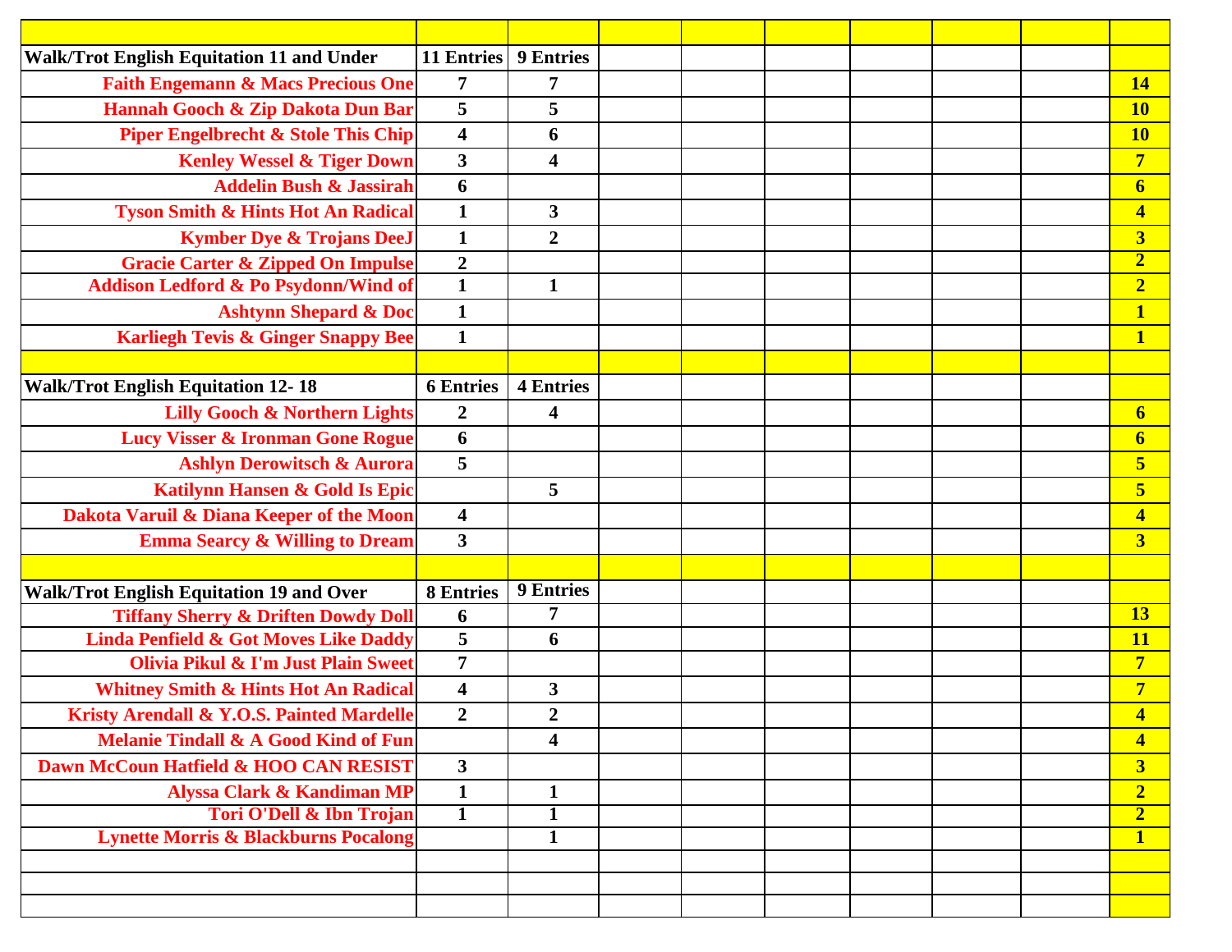| | | | | | | | | | |
|---|---|---|---|---|---|---|---|---|---|
| **Walk/Trot English Equitation 11 and Under** | **11 Entries** | **9 Entries** | | | | | | | |
| **Faith Engemann & Macs Precious One** | **7** | **7** | | | | | | | **14** |
| **Hannah Gooch & Zip Dakota Dun Bar** | **5** | **5** | | | | | | | **10** |
| **Piper Engelbrecht & Stole This Chip** | **4** | **6** | | | | | | | **10** |
| **Kenley Wessel & Tiger Down** | **3** | **4** | | | | | | | **7** |
| **Addelin Bush & Jassirah** | **6** | | | | | | | | **6** |
| **Tyson Smith & Hints Hot An Radical** | **1** | **3** | | | | | | | **4** |
| **Kymber Dye & Trojans DeeJ** | **1** | **2** | | | | | | | **3** |
| **Gracie Carter & Zipped On Impulse** | **2** | | | | | | | | **2** |
| **Addison Ledford & Po Psydonn/Wind of** | **1** | **1** | | | | | | | **2** |
| **Ashtynn Shepard & Doc** | **1** | | | | | | | | **1** |
| **Karliegh Tevis & Ginger Snappy Bee** | **1** | | | | | | | | **1** |
| | | | | | | | | | |
| **Walk/Trot English Equitation 12- 18** | **6 Entries** | **4 Entries** | | | | | | | |
| **Lilly Gooch & Northern Lights** | **2** | **4** | | | | | | | **6** |
| **Lucy Visser & Ironman Gone Rogue** | **6** | | | | | | | | **6** |
| **Ashlyn Derowitsch & Aurora** | **5** | | | | | | | | **5** |
| **Katilynn Hansen & Gold Is Epic** | | **5** | | | | | | | **5** |
| **Dakota Varuil & Diana Keeper of the Moon** | **4** | | | | | | | | **4** |
| **Emma Searcy & Willing to Dream** | **3** | | | | | | | | **3** |
| | | | | | | | | | |
| **Walk/Trot English Equitation 19 and Over** | **8 Entries** | **9 Entries** | | | | | | | |
| **Tiffany Sherry & Driften Dowdy Doll** | **6** | **7** | | | | | | | **13** |
| **Linda Penfield & Got Moves Like Daddy** | **5** | **6** | | | | | | | **11** |
| **Olivia Pikul & I'm Just Plain Sweet** | **7** | | | | | | | | **7** |
| **Whitney Smith & Hints Hot An Radical** | **4** | **3** | | | | | | | **7** |
| **Kristy Arendall & Y.O.S. Painted Mardelle** | **2** | **2** | | | | | | | **4** |
| **Melanie Tindall & A Good Kind of Fun** | | **4** | | | | | | | **4** |
| **Dawn McCoun Hatfield & HOO CAN RESIST** | **3** | | | | | | | | **3** |
| **Alyssa Clark & Kandiman MP** | **1** | **1** | | | | | | | **2** |
| **Tori O'Dell & Ibn Trojan** | **1** | **1** | | | | | | | **2** |
| **Lynette Morris & Blackburns Pocalong** | | **1** | | | | | | | **1** |
| | | | | | | | | | |
| | | | | | | | | | |
| | | | | | | | | | |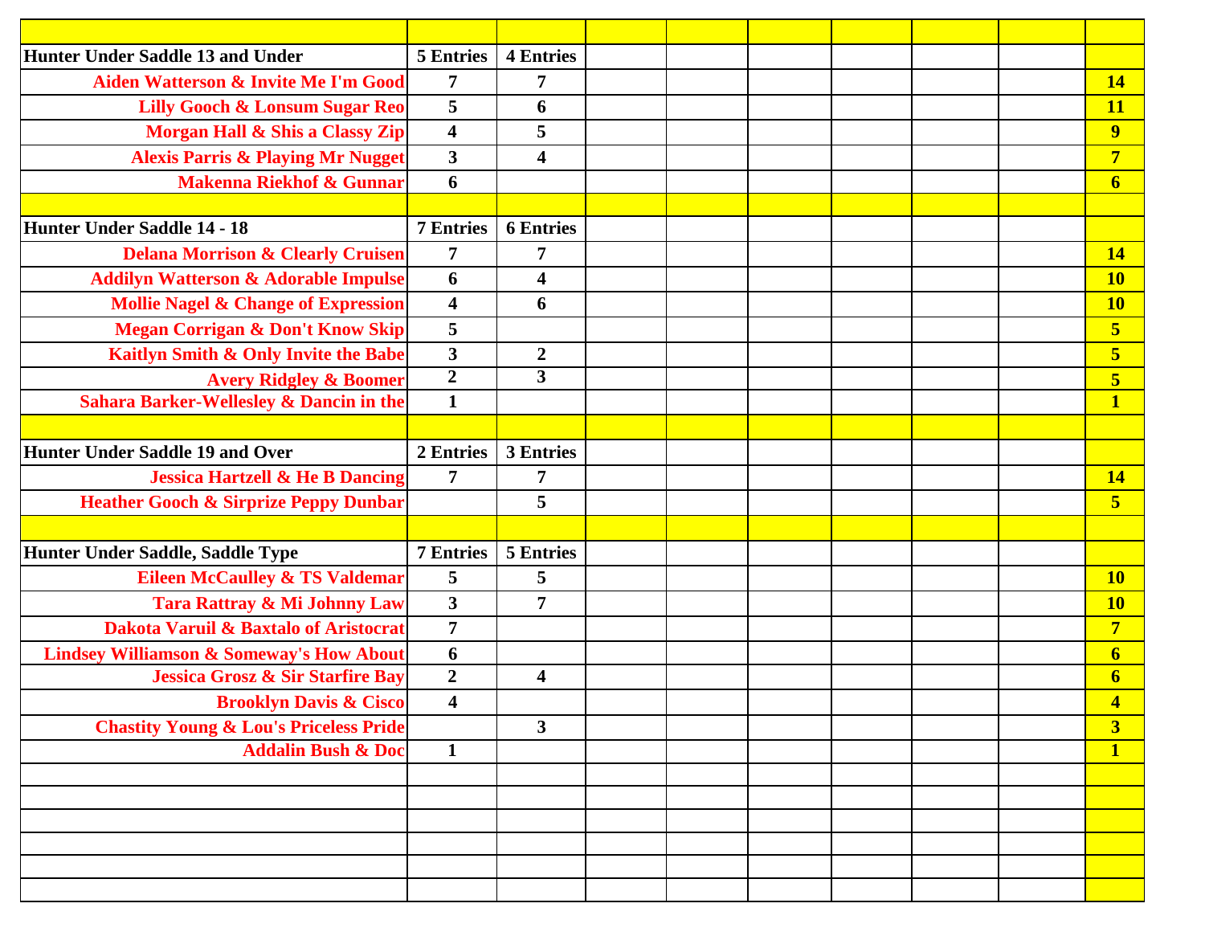| | | | | | | | | | |
|---|---|---|---|---|---|---|---|---|---|
| **Hunter Under Saddle 13 and Under** | **5 Entries** | **4 Entries** | | | | | | | |
| **Aiden Watterson & Invite Me I'm Good** | **7** | **7** | | | | | | | **14** |
| **Lilly Gooch & Lonsum Sugar Reo** | **5** | **6** | | | | | | | **11** |
| **Morgan Hall & Shis a Classy Zip** | **4** | **5** | | | | | | | **9** |
| **Alexis Parris & Playing Mr Nugget** | **3** | **4** | | | | | | | **7** |
| **Makenna Riekhof & Gunnar** | **6** | | | | | | | | **6** |
| | | | | | | | | | |
| **Hunter Under Saddle 14 - 18** | **7 Entries** | **6 Entries** | | | | | | | |
| **Delana Morrison & Clearly Cruisen** | **7** | **7** | | | | | | | **14** |
| **Addilyn Watterson & Adorable Impulse** | **6** | **4** | | | | | | | **10** |
| **Mollie Nagel & Change of Expression** | **4** | **6** | | | | | | | **10** |
| **Megan Corrigan & Don't Know Skip** | **5** | | | | | | | | **5** |
| **Kaitlyn Smith & Only Invite the Babe** | **3** | **2** | | | | | | | **5** |
| **Avery Ridgley & Boomer** | **2** | **3** | | | | | | | **5** |
| **Sahara Barker-Wellesley & Dancin in the** | **1** | | | | | | | | **1** |
| | | | | | | | | | |
| **Hunter Under Saddle 19 and Over** | **2 Entries** | **3 Entries** | | | | | | | |
| **Jessica Hartzell & He B Dancing** | **7** | **7** | | | | | | | **14** |
| **Heather Gooch & Sirprize Peppy Dunbar** | | **5** | | | | | | | **5** |
| | | | | | | | | | |
| **Hunter Under Saddle, Saddle Type** | **7 Entries** | **5 Entries** | | | | | | | |
| **Eileen McCaulley & TS Valdemar** | **5** | **5** | | | | | | | **10** |
| **Tara Rattray & Mi Johnny Law** | **3** | **7** | | | | | | | **10** |
| **Dakota Varuil & Baxtalo of Aristocrat** | **7** | | | | | | | | **7** |
| **Lindsey Williamson & Someway's How About** | **6** | | | | | | | | **6** |
| **Jessica Grosz & Sir Starfire Bay** | **2** | **4** | | | | | | | **6** |
| **Brooklyn Davis & Cisco** | **4** | | | | | | | | **4** |
| **Chastity Young & Lou's Priceless Pride** | | **3** | | | | | | | **3** |
| **Addalin Bush & Doc** | **1** | | | | | | | | **1** |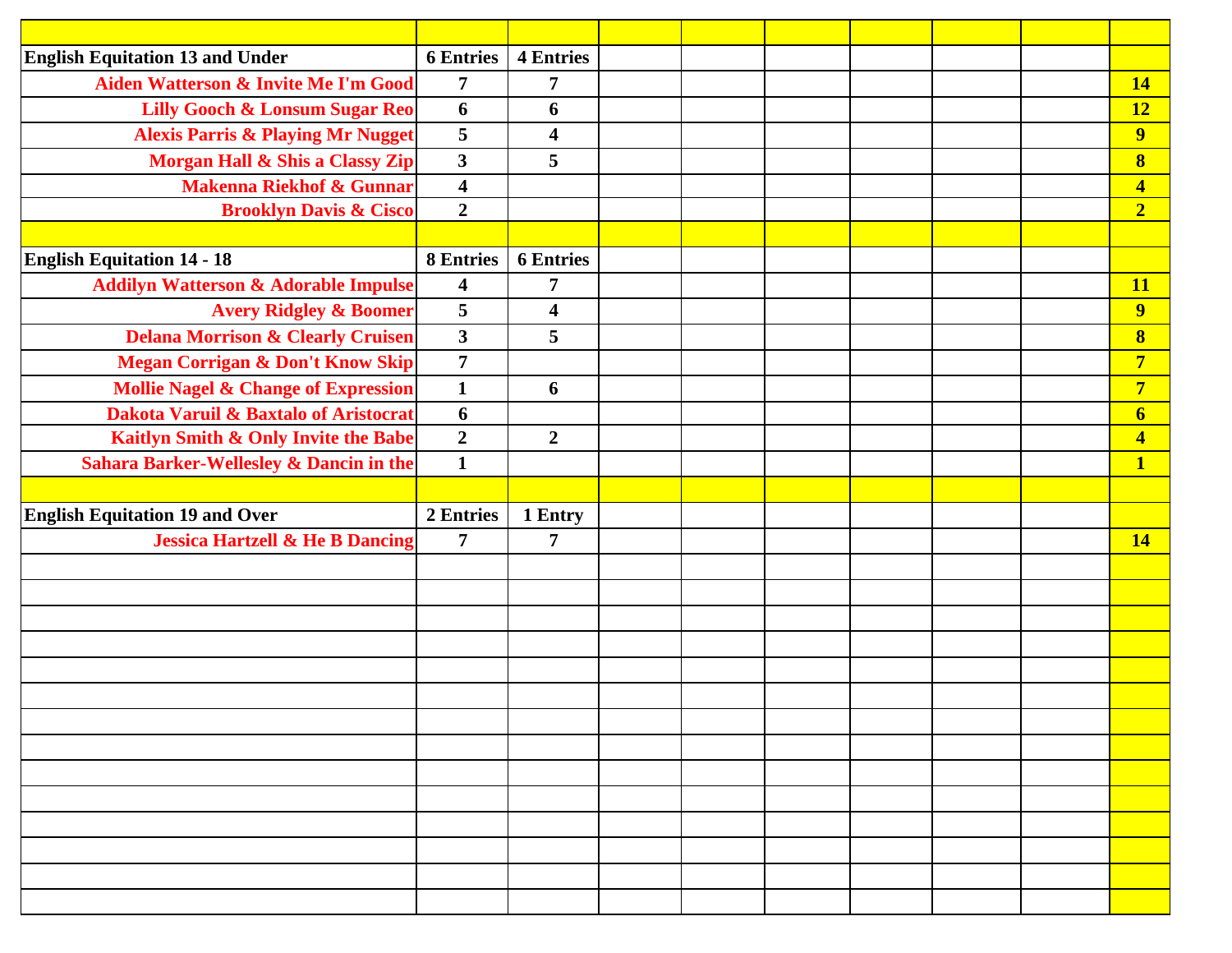| | | | | | | | | | |
|---|---|---|---|---|---|---|---|---|---|
| **English Equitation 13 and Under** | **6 Entries** | **4 Entries** | | | | | | | |
| **Aiden Watterson & Invite Me I'm Good** | **7** | **7** | | | | | | | **14** |
| **Lilly Gooch & Lonsum Sugar Reo** | **6** | **6** | | | | | | | **12** |
| **Alexis Parris & Playing Mr Nugget** | **5** | **4** | | | | | | | **9** |
| **Morgan Hall & Shis a Classy Zip** | **3** | **5** | | | | | | | **8** |
| **Makenna Riekhof & Gunnar** | **4** | | | | | | | | **4** |
| **Brooklyn Davis & Cisco** | **2** | | | | | | | | **2** |
| | | | | | | | | | |
| **English Equitation 14 - 18** | **8 Entries** | **6 Entries** | | | | | | | |
| **Addilyn Watterson & Adorable Impulse** | **4** | **7** | | | | | | | **11** |
| **Avery Ridgley & Boomer** | **5** | **4** | | | | | | | **9** |
| **Delana Morrison & Clearly Cruisen** | **3** | **5** | | | | | | | **8** |
| **Megan Corrigan & Don't Know Skip** | **7** | | | | | | | | **7** |
| **Mollie Nagel & Change of Expression** | **1** | **6** | | | | | | | **7** |
| **Dakota Varuil & Baxtalo of Aristocrat** | **6** | | | | | | | | **6** |
| **Kaitlyn Smith & Only Invite the Babe** | **2** | **2** | | | | | | | **4** |
| **Sahara Barker-Wellesley & Dancin in the** | **1** | | | | | | | | **1** |
| | | | | | | | | | |
| **English Equitation 19 and Over** | **2 Entries** | **1 Entry** | | | | | | | |
| **Jessica Hartzell & He B Dancing** | **7** | **7** | | | | | | | **14** |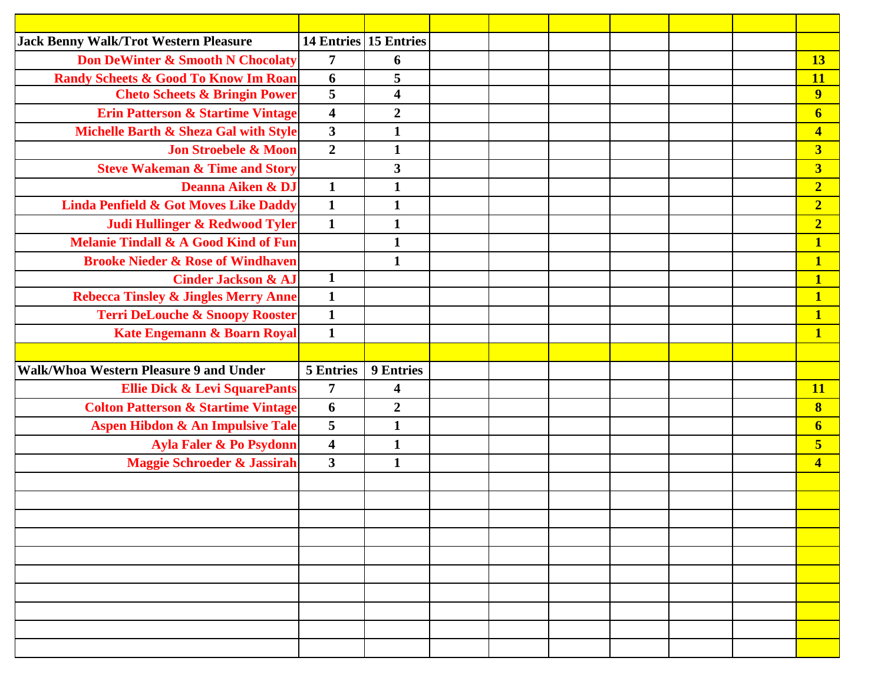| Jack Benny Walk/Trot Western Pleasure | 14 Entries | 15 Entries | | | | | | | |
|---|---|---|---|---|---|---|---|---|---|
| Don DeWinter & Smooth N Chocolaty | 7 | 6 | | | | | | | 13 |
| Randy Scheets & Good To Know Im Roan | 6 | 5 | | | | | | | 11 |
| Cheto Scheets & Bringin Power | 5 | 4 | | | | | | | 9 |
| Erin Patterson & Startime Vintage | 4 | 2 | | | | | | | 6 |
| Michelle Barth & Sheza Gal with Style | 3 | 1 | | | | | | | 4 |
| Jon Stroebele & Moon | 2 | 1 | | | | | | | 3 |
| Steve Wakeman & Time and Story | | 3 | | | | | | | 3 |
| Deanna Aiken & DJ | 1 | 1 | | | | | | | 2 |
| Linda Penfield & Got Moves Like Daddy | 1 | 1 | | | | | | | 2 |
| Judi Hullinger & Redwood Tyler | 1 | 1 | | | | | | | 2 |
| Melanie Tindall & A Good Kind of Fun | | 1 | | | | | | | 1 |
| Brooke Nieder & Rose of Windhaven | | 1 | | | | | | | 1 |
| Cinder Jackson & AJ | 1 | | | | | | | | 1 |
| Rebecca Tinsley & Jingles Merry Anne | 1 | | | | | | | | 1 |
| Terri DeLouche & Snoopy Rooster | 1 | | | | | | | | 1 |
| Kate Engemann & Boarn Royal | 1 | | | | | | | | 1 |
| | | | | | | | | | |
| **Walk/Whoa Western Pleasure 9 and Under** | **5 Entries** | **9 Entries** | | | | | | | |
| Ellie Dick & Levi SquarePants | 7 | 4 | | | | | | | 11 |
| Colton Patterson & Startime Vintage | 6 | 2 | | | | | | | 8 |
| Aspen Hibdon & An Impulsive Tale | 5 | 1 | | | | | | | 6 |
| Ayla Faler & Po Psydonn | 4 | 1 | | | | | | | 5 |
| Maggie Schroeder & Jassirah | 3 | 1 | | | | | | | 4 |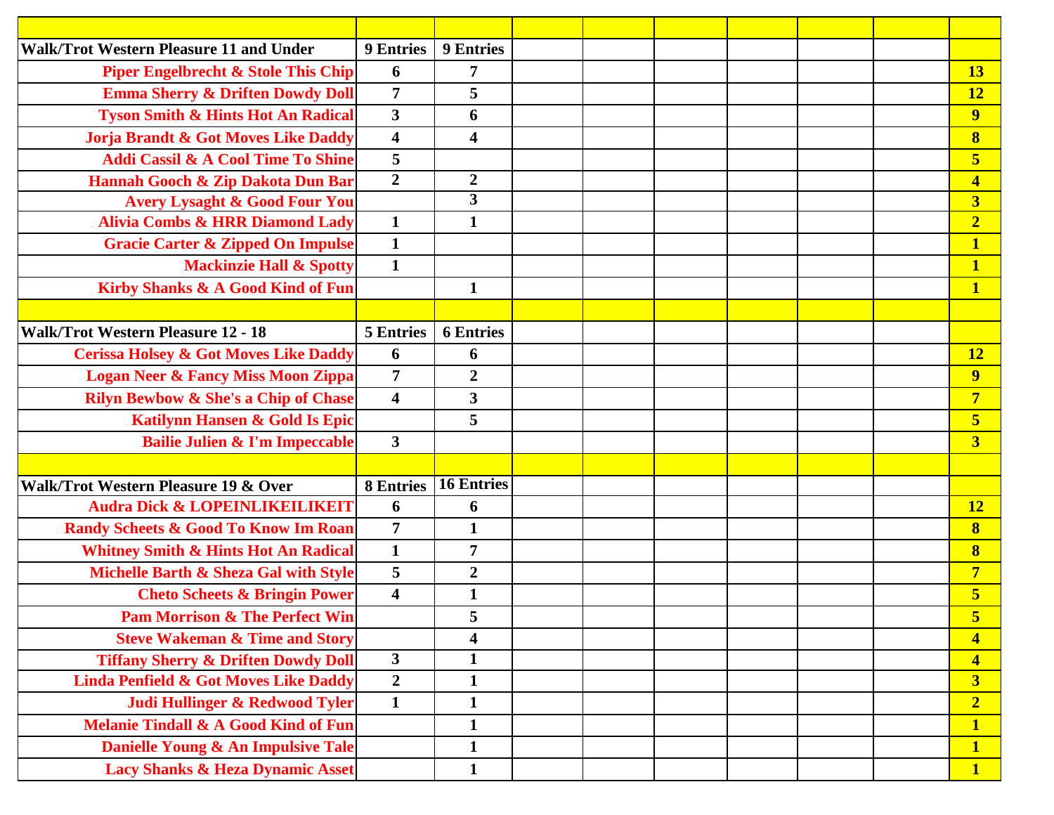| | | | | | | | | | |
|---|---|---|---|---|---|---|---|---|---|
| **Walk/Trot Western Pleasure 11 and Under** | **9 Entries** | **9 Entries** | | | | | | | |
| **Piper Engelbrecht & Stole This Chip** | **6** | **7** | | | | | | | **13** |
| **Emma Sherry & Driften Dowdy Doll** | **7** | **5** | | | | | | | **12** |
| **Tyson Smith & Hints Hot An Radical** | **3** | **6** | | | | | | | **9** |
| **Jorja Brandt & Got Moves Like Daddy** | **4** | **4** | | | | | | | **8** |
| **Addi Cassil & A Cool Time To Shine** | **5** | | | | | | | | **5** |
| **Hannah Gooch & Zip Dakota Dun Bar** | **2** | **2** | | | | | | | **4** |
| **Avery Lysaght & Good Four You** | | **3** | | | | | | | **3** |
| **Alivia Combs & HRR Diamond Lady** | **1** | **1** | | | | | | | **2** |
| **Gracie Carter & Zipped On Impulse** | **1** | | | | | | | | **1** |
| **Mackinzie Hall & Spotty** | **1** | | | | | | | | **1** |
| **Kirby Shanks & A Good Kind of Fun** | | **1** | | | | | | | **1** |
| | | | | | | | | | |
| **Walk/Trot Western Pleasure 12 - 18** | **5 Entries** | **6 Entries** | | | | | | | |
| **Cerissa Holsey & Got Moves Like Daddy** | **6** | **6** | | | | | | | **12** |
| **Logan Neer & Fancy Miss Moon Zippa** | **7** | **2** | | | | | | | **9** |
| **Rilyn Bewbow & She's a Chip of Chase** | **4** | **3** | | | | | | | **7** |
| **Katilynn Hansen & Gold Is Epic** | | **5** | | | | | | | **5** |
| **Bailie Julien & I'm Impeccable** | **3** | | | | | | | | **3** |
| | | | | | | | | | |
| **Walk/Trot Western Pleasure 19 & Over** | **8 Entries** | **16 Entries** | | | | | | | |
| **Audra Dick & LOPEINLIKEILIKEIT** | **6** | **6** | | | | | | | **12** |
| **Randy Scheets & Good To Know Im Roan** | **7** | **1** | | | | | | | **8** |
| **Whitney Smith & Hints Hot An Radical** | **1** | **7** | | | | | | | **8** |
| **Michelle Barth & Sheza Gal with Style** | **5** | **2** | | | | | | | **7** |
| **Cheto Scheets & Bringin Power** | **4** | **1** | | | | | | | **5** |
| **Pam Morrison & The Perfect Win** | | **5** | | | | | | | **5** |
| **Steve Wakeman & Time and Story** | | **4** | | | | | | | **4** |
| **Tiffany Sherry & Driften Dowdy Doll** | **3** | **1** | | | | | | | **4** |
| **Linda Penfield & Got Moves Like Daddy** | **2** | **1** | | | | | | | **3** |
| **Judi Hullinger & Redwood Tyler** | **1** | **1** | | | | | | | **2** |
| **Melanie Tindall & A Good Kind of Fun** | | **1** | | | | | | | **1** |
| **Danielle Young & An Impulsive Tale** | | **1** | | | | | | | **1** |
| **Lacy Shanks & Heza Dynamic Asset** | | **1** | | | | | | | **1** |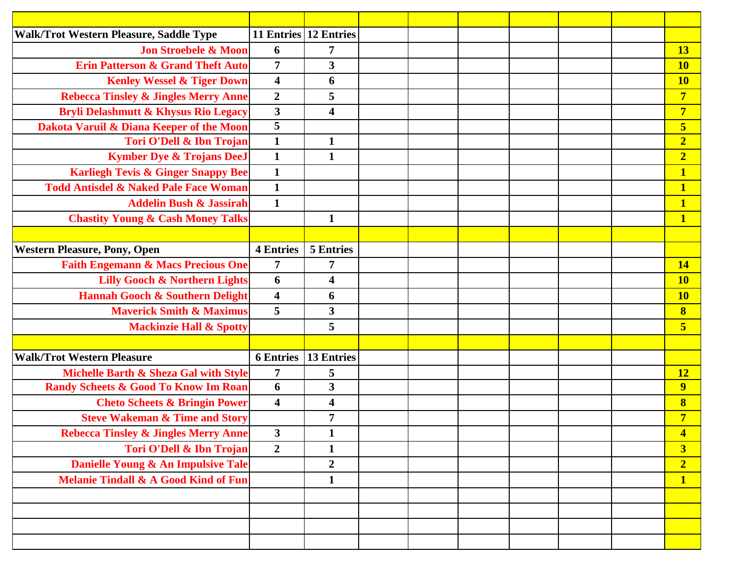| | | | | | | | | | |
|---|---|---|---|---|---|---|---|---|---|
| **Walk/Trot Western Pleasure, Saddle Type** | **11 Entries** | **12 Entries** | | | | | | | |
| **Jon Stroebele & Moon** | **6** | **7** | | | | | | | **13** |
| **Erin Patterson & Grand Theft Auto** | **7** | **3** | | | | | | | **10** |
| **Kenley Wessel & Tiger Down** | **4** | **6** | | | | | | | **10** |
| **Rebecca Tinsley & Jingles Merry Anne** | **2** | **5** | | | | | | | **7** |
| **Bryli Delashmutt & Khysus Rio Legacy** | **3** | **4** | | | | | | | **7** |
| **Dakota Varuil & Diana Keeper of the Moon** | **5** | | | | | | | | **5** |
| **Tori O'Dell & Ibn Trojan** | **1** | **1** | | | | | | | **2** |
| **Kymber Dye & Trojans DeeJ** | **1** | **1** | | | | | | | **2** |
| **Karliegh Tevis & Ginger Snappy Bee** | **1** | | | | | | | | **1** |
| **Todd Antisdel & Naked Pale Face Woman** | **1** | | | | | | | | **1** |
| **Addelin Bush & Jassirah** | **1** | | | | | | | | **1** |
| **Chastity Young & Cash Money Talks** | | **1** | | | | | | | **1** |
| | | | | | | | | | |
| **Western Pleasure, Pony, Open** | **4 Entries** | **5 Entries** | | | | | | | |
| **Faith Engemann & Macs Precious One** | **7** | **7** | | | | | | | **14** |
| **Lilly Gooch & Northern Lights** | **6** | **4** | | | | | | | **10** |
| **Hannah Gooch & Southern Delight** | **4** | **6** | | | | | | | **10** |
| **Maverick Smith & Maximus** | **5** | **3** | | | | | | | **8** |
| **Mackinzie Hall & Spotty** | | **5** | | | | | | | **5** |
| | | | | | | | | | |
| **Walk/Trot Western Pleasure** | **6 Entries** | **13 Entries** | | | | | | | |
| **Michelle Barth & Sheza Gal with Style** | **7** | **5** | | | | | | | **12** |
| **Randy Scheets & Good To Know Im Roan** | **6** | **3** | | | | | | | **9** |
| **Cheto Scheets & Bringin Power** | **4** | **4** | | | | | | | **8** |
| **Steve Wakeman & Time and Story** | | **7** | | | | | | | **7** |
| **Rebecca Tinsley & Jingles Merry Anne** | **3** | **1** | | | | | | | **4** |
| **Tori O'Dell & Ibn Trojan** | **2** | **1** | | | | | | | **3** |
| **Danielle Young & An Impulsive Tale** | | **2** | | | | | | | **2** |
| **Melanie Tindall & A Good Kind of Fun** | | **1** | | | | | | | **1** |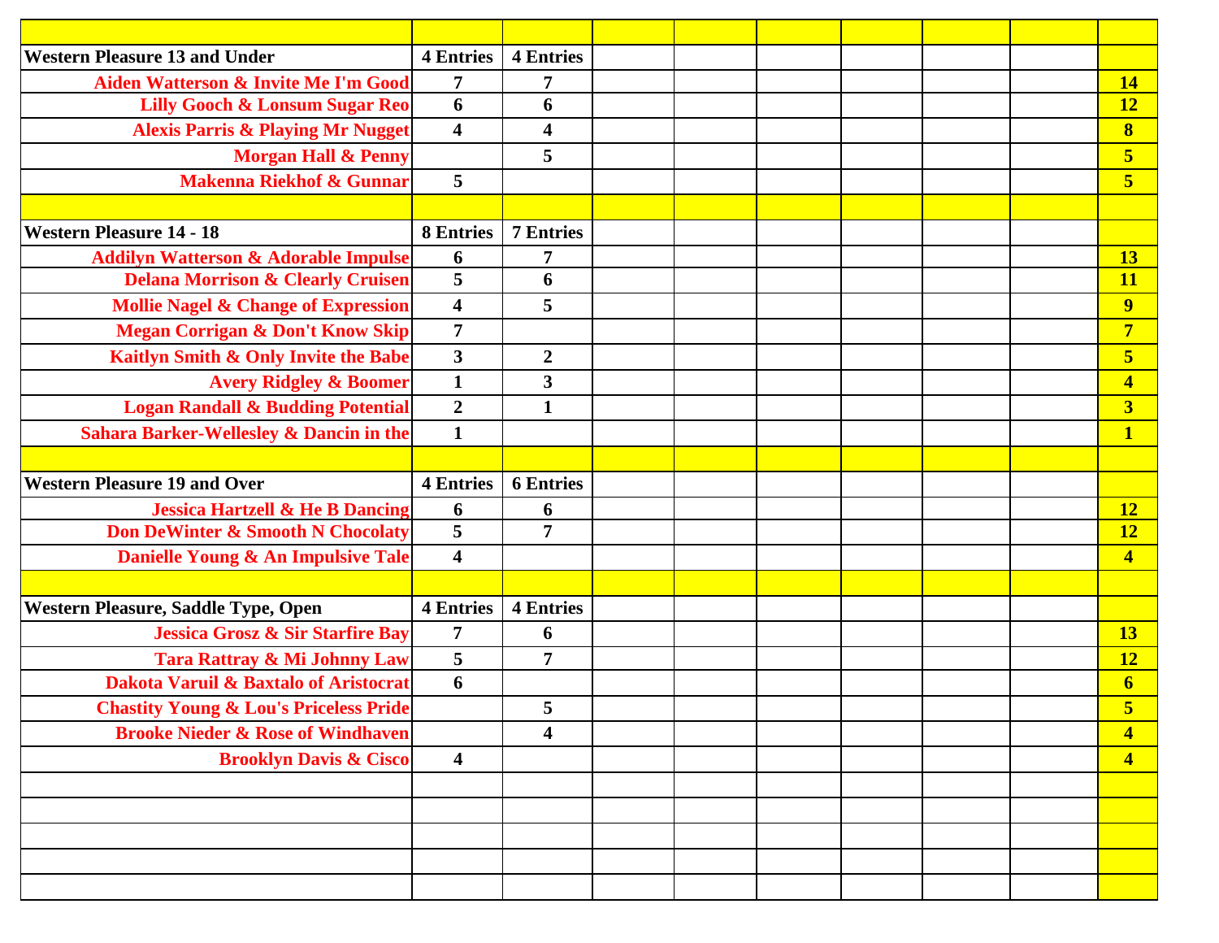| | | | | | | | | | |
|---|---|---|---|---|---|---|---|---|---|
| **Western Pleasure 13 and Under** | **4 Entries** | **4 Entries** | | | | | | | |
| **Aiden Watterson & Invite Me I'm Good** | **7** | **7** | | | | | | | **14** |
| **Lilly Gooch & Lonsum Sugar Reo** | **6** | **6** | | | | | | | **12** |
| **Alexis Parris & Playing Mr Nugget** | **4** | **4** | | | | | | | **8** |
| **Morgan Hall & Penny** | | **5** | | | | | | | **5** |
| **Makenna Riekhof & Gunnar** | **5** | | | | | | | | **5** |
| | | | | | | | | | |
| **Western Pleasure 14 - 18** | **8 Entries** | **7 Entries** | | | | | | | |
| **Addilyn Watterson & Adorable Impulse** | **6** | **7** | | | | | | | **13** |
| **Delana Morrison & Clearly Cruisen** | **5** | **6** | | | | | | | **11** |
| **Mollie Nagel & Change of Expression** | **4** | **5** | | | | | | | **9** |
| **Megan Corrigan & Don't Know Skip** | **7** | | | | | | | | **7** |
| **Kaitlyn Smith & Only Invite the Babe** | **3** | **2** | | | | | | | **5** |
| **Avery Ridgley & Boomer** | **1** | **3** | | | | | | | **4** |
| **Logan Randall & Budding Potential** | **2** | **1** | | | | | | | **3** |
| **Sahara Barker-Wellesley & Dancin in the** | **1** | | | | | | | | **1** |
| | | | | | | | | | |
| **Western Pleasure 19 and Over** | **4 Entries** | **6 Entries** | | | | | | | |
| **Jessica Hartzell & He B Dancing** | **6** | **6** | | | | | | | **12** |
| **Don DeWinter & Smooth N Chocolaty** | **5** | **7** | | | | | | | **12** |
| **Danielle Young & An Impulsive Tale** | **4** | | | | | | | | **4** |
| | | | | | | | | | |
| **Western Pleasure, Saddle Type, Open** | **4 Entries** | **4 Entries** | | | | | | | |
| **Jessica Grosz & Sir Starfire Bay** | **7** | **6** | | | | | | | **13** |
| **Tara Rattray & Mi Johnny Law** | **5** | **7** | | | | | | | **12** |
| **Dakota Varuil & Baxtalo of Aristocrat** | **6** | | | | | | | | **6** |
| **Chastity Young & Lou's Priceless Pride** | | **5** | | | | | | | **5** |
| **Brooke Nieder & Rose of Windhaven** | | **4** | | | | | | | **4** |
| **Brooklyn Davis & Cisco** | **4** | | | | | | | | **4** |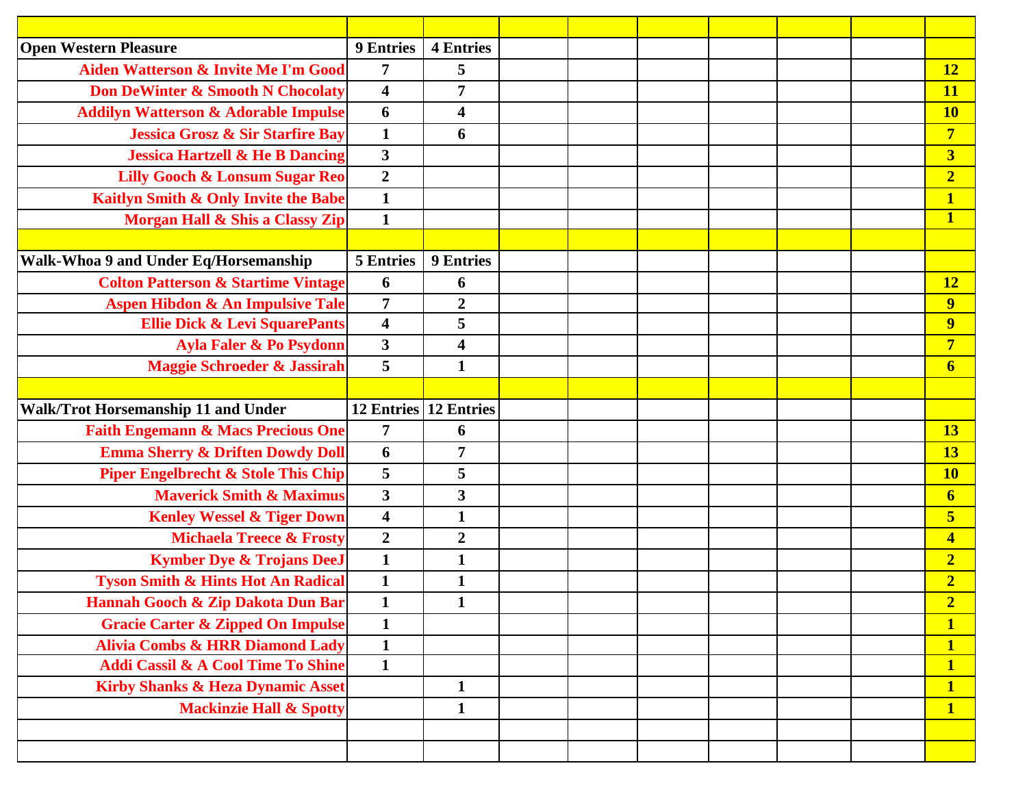| | | | | | | | | | |
|---|---|---|---|---|---|---|---|---|---|
| **Open Western Pleasure** | **9 Entries** | **4 Entries** | | | | | | | |
| **Aiden Watterson & Invite Me I'm Good** | **7** | **5** | | | | | | | **12** |
| **Don DeWinter & Smooth N Chocolaty** | **4** | **7** | | | | | | | **11** |
| **Addilyn Watterson & Adorable Impulse** | **6** | **4** | | | | | | | **10** |
| **Jessica Grosz & Sir Starfire Bay** | **1** | **6** | | | | | | | **7** |
| **Jessica Hartzell & He B Dancing** | **3** | | | | | | | | **3** |
| **Lilly Gooch & Lonsum Sugar Reo** | **2** | | | | | | | | **2** |
| **Kaitlyn Smith & Only Invite the Babe** | **1** | | | | | | | | **1** |
| **Morgan Hall & Shis a Classy Zip** | **1** | | | | | | | | **1** |
| | | | | | | | | | |
| **Walk-Whoa 9 and Under Eq/Horsemanship** | **5 Entries** | **9 Entries** | | | | | | | |
| **Colton Patterson & Startime Vintage** | **6** | **6** | | | | | | | **12** |
| **Aspen Hibdon & An Impulsive Tale** | **7** | **2** | | | | | | | **9** |
| **Ellie Dick & Levi SquarePants** | **4** | **5** | | | | | | | **9** |
| **Ayla Faler & Po Psydonn** | **3** | **4** | | | | | | | **7** |
| **Maggie Schroeder & Jassirah** | **5** | **1** | | | | | | | **6** |
| | | | | | | | | | |
| **Walk/Trot Horsemanship 11 and Under** | **12 Entries** | **12 Entries** | | | | | | | |
| **Faith Engemann & Macs Precious One** | **7** | **6** | | | | | | | **13** |
| **Emma Sherry & Driften Dowdy Doll** | **6** | **7** | | | | | | | **13** |
| **Piper Engelbrecht & Stole This Chip** | **5** | **5** | | | | | | | **10** |
| **Maverick Smith & Maximus** | **3** | **3** | | | | | | | **6** |
| **Kenley Wessel & Tiger Down** | **4** | **1** | | | | | | | **5** |
| **Michaela Treece & Frosty** | **2** | **2** | | | | | | | **4** |
| **Kymber Dye & Trojans DeeJ** | **1** | **1** | | | | | | | **2** |
| **Tyson Smith & Hints Hot An Radical** | **1** | **1** | | | | | | | **2** |
| **Hannah Gooch & Zip Dakota Dun Bar** | **1** | **1** | | | | | | | **2** |
| **Gracie Carter & Zipped On Impulse** | **1** | | | | | | | | **1** |
| **Alivia Combs & HRR Diamond Lady** | **1** | | | | | | | | **1** |
| **Addi Cassil & A Cool Time To Shine** | **1** | | | | | | | | **1** |
| **Kirby Shanks & Heza Dynamic Asset** | | **1** | | | | | | | **1** |
| **Mackinzie Hall & Spotty** | | **1** | | | | | | | **1** |
| | | | | | | | | | |
| | | | | | | | | | |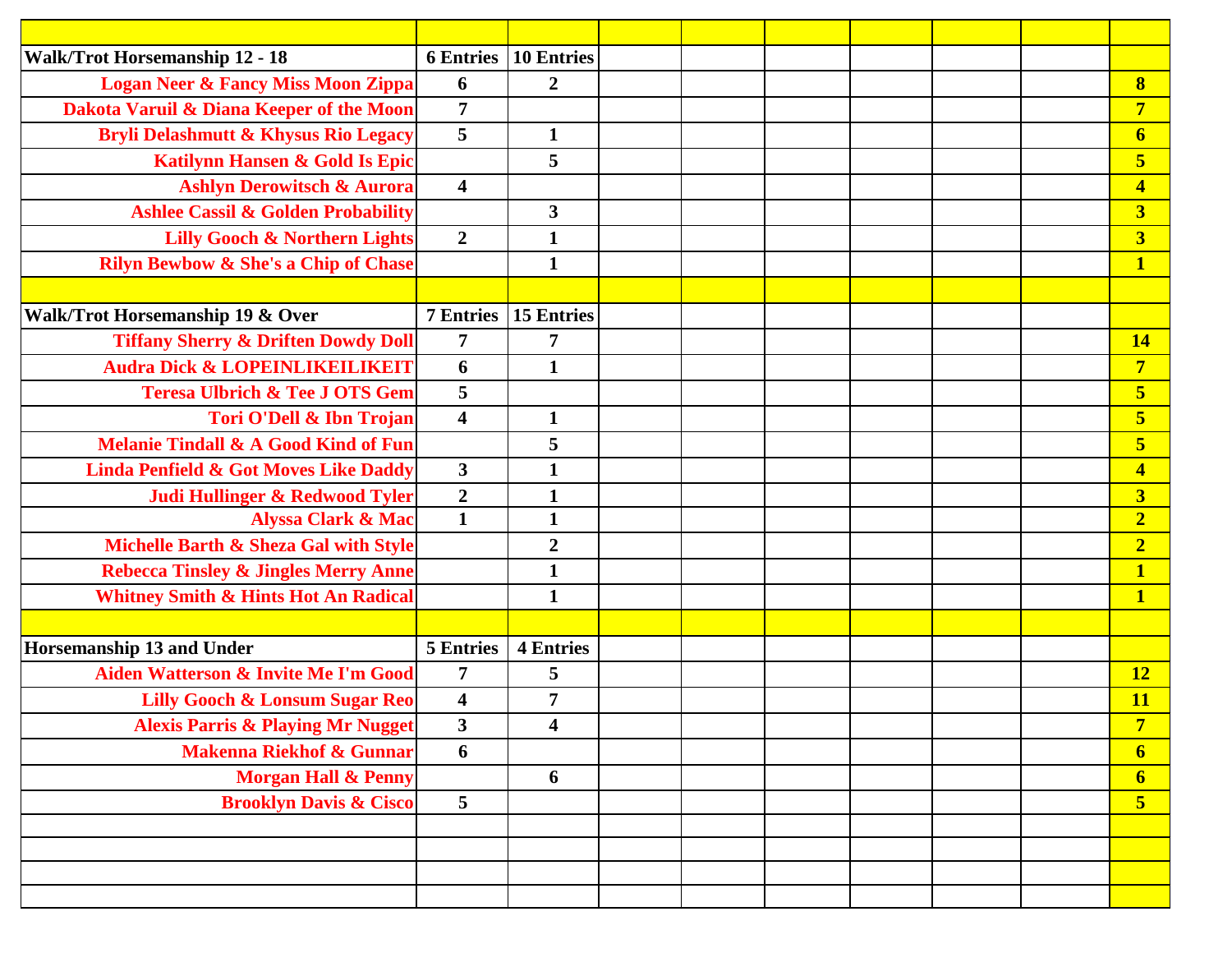| | | | | | | | | | |
|---|---|---|---|---|---|---|---|---|---|
| **Walk/Trot Horsemanship 12 - 18** | **6 Entries** | **10 Entries** | | | | | | | |
| **Logan Neer & Fancy Miss Moon Zippa** | **6** | **2** | | | | | | | **8** |
| **Dakota Varuil & Diana Keeper of the Moon** | **7** | | | | | | | | **7** |
| **Bryli Delashmutt & Khysus Rio Legacy** | **5** | **1** | | | | | | | **6** |
| **Katilynn Hansen & Gold Is Epic** | | **5** | | | | | | | **5** |
| **Ashlyn Derowitsch & Aurora** | **4** | | | | | | | | **4** |
| **Ashlee Cassil & Golden Probability** | | **3** | | | | | | | **3** |
| **Lilly Gooch & Northern Lights** | **2** | **1** | | | | | | | **3** |
| **Rilyn Bewbow & She's a Chip of Chase** | | **1** | | | | | | | **1** |
| | | | | | | | | | |
| **Walk/Trot Horsemanship 19 & Over** | **7 Entries** | **15 Entries** | | | | | | | |
| **Tiffany Sherry & Driften Dowdy Doll** | **7** | **7** | | | | | | | **14** |
| **Audra Dick & LOPEINLIKEILIKEIT** | **6** | **1** | | | | | | | **7** |
| **Teresa Ulbrich & Tee J OTS Gem** | **5** | | | | | | | | **5** |
| **Tori O'Dell & Ibn Trojan** | **4** | **1** | | | | | | | **5** |
| **Melanie Tindall & A Good Kind of Fun** | | **5** | | | | | | | **5** |
| **Linda Penfield & Got Moves Like Daddy** | **3** | **1** | | | | | | | **4** |
| **Judi Hullinger & Redwood Tyler** | **2** | **1** | | | | | | | **3** |
| **Alyssa Clark & Mac** | **1** | **1** | | | | | | | **2** |
| **Michelle Barth & Sheza Gal with Style** | | **2** | | | | | | | **2** |
| **Rebecca Tinsley & Jingles Merry Anne** | | **1** | | | | | | | **1** |
| **Whitney Smith & Hints Hot An Radical** | | **1** | | | | | | | **1** |
| | | | | | | | | | |
| **Horsemanship 13 and Under** | **5 Entries** | **4 Entries** | | | | | | | |
| **Aiden Watterson & Invite Me I'm Good** | **7** | **5** | | | | | | | **12** |
| **Lilly Gooch & Lonsum Sugar Reo** | **4** | **7** | | | | | | | **11** |
| **Alexis Parris & Playing Mr Nugget** | **3** | **4** | | | | | | | **7** |
| **Makenna Riekhof & Gunnar** | **6** | | | | | | | | **6** |
| **Morgan Hall & Penny** | | **6** | | | | | | | **6** |
| **Brooklyn Davis & Cisco** | **5** | | | | | | | | **5** |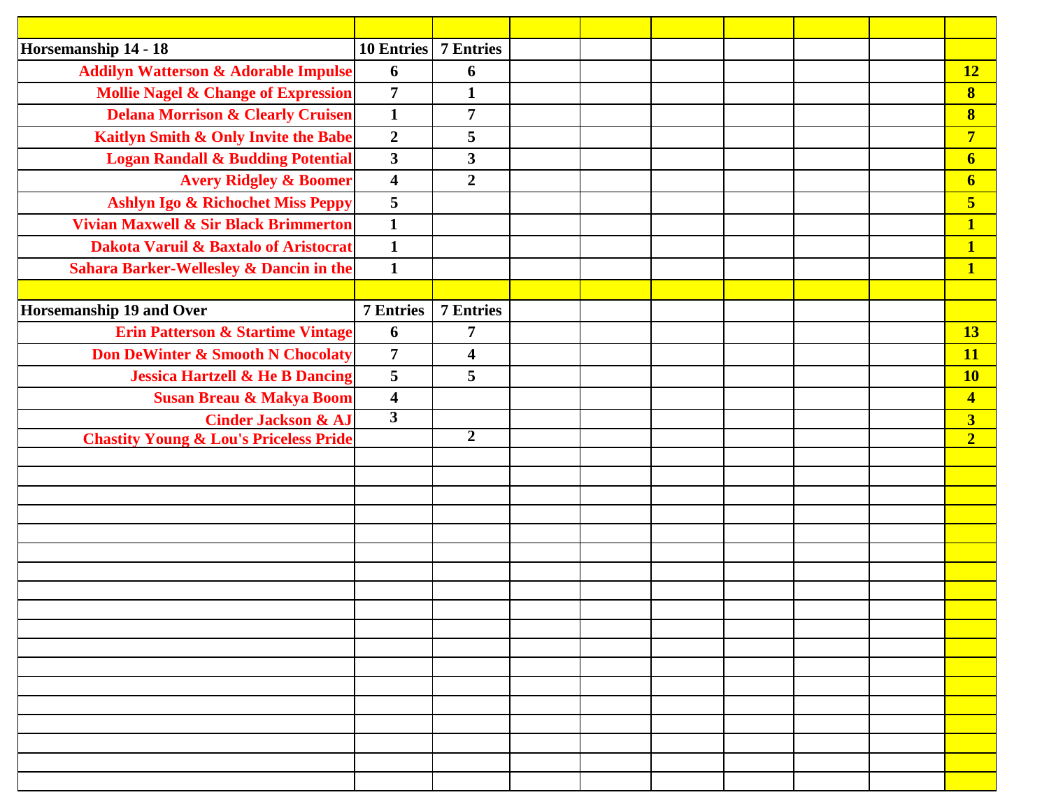| | | | | | | | | | |
|---|---|---|---|---|---|---|---|---|---|
| **Horsemanship 14 - 18** | **10 Entries** | **7 Entries** | | | | | | | |
| **Addilyn Watterson & Adorable Impulse** | **6** | **6** | | | | | | | **12** |
| **Mollie Nagel & Change of Expression** | **7** | **1** | | | | | | | **8** |
| **Delana Morrison & Clearly Cruisen** | **1** | **7** | | | | | | | **8** |
| **Kaitlyn Smith & Only Invite the Babe** | **2** | **5** | | | | | | | **7** |
| **Logan Randall & Budding Potential** | **3** | **3** | | | | | | | **6** |
| **Avery Ridgley & Boomer** | **4** | **2** | | | | | | | **6** |
| **Ashlyn Igo & Richochet Miss Peppy** | **5** | | | | | | | | **5** |
| **Vivian Maxwell & Sir Black Brimmerton** | **1** | | | | | | | | **1** |
| **Dakota Varuil & Baxtalo of Aristocrat** | **1** | | | | | | | | **1** |
| **Sahara Barker-Wellesley & Dancin in the** | **1** | | | | | | | | **1** |
| | | | | | | | | | |
| **Horsemanship 19 and Over** | **7 Entries** | **7 Entries** | | | | | | | |
| **Erin Patterson & Startime Vintage** | **6** | **7** | | | | | | | **13** |
| **Don DeWinter & Smooth N Chocolaty** | **7** | **4** | | | | | | | **11** |
| **Jessica Hartzell & He B Dancing** | **5** | **5** | | | | | | | **10** |
| **Susan Breau & Makya Boom** | **4** | | | | | | | | **4** |
| **Cinder Jackson & AJ** | **3** | | | | | | | | **3** |
| **Chastity Young & Lou's Priceless Pride** | | **2** | | | | | | | **2** |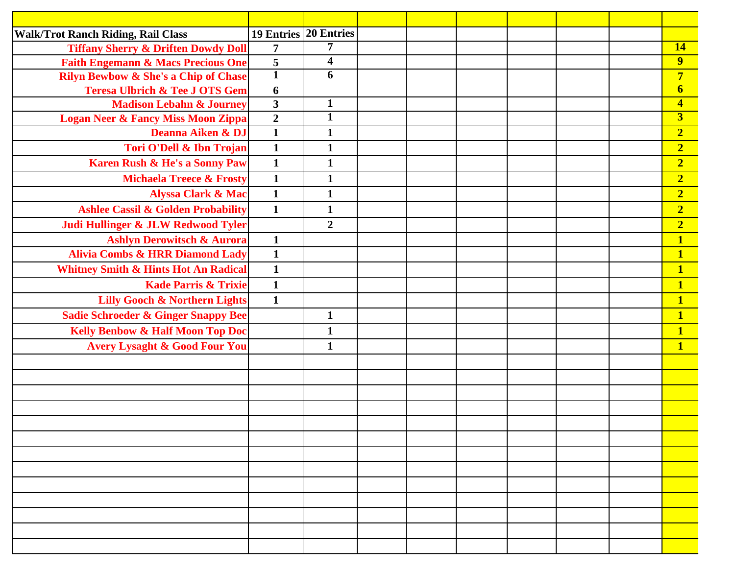| Walk/Trot Ranch Riding, Rail Class | 19 Entries | 20 Entries | | | | | | | |
|---|---|---|---|---|---|---|---|---|---|
| Tiffany Sherry & Driften Dowdy Doll | 7 | 7 | | | | | | | 14 |
| Faith Engemann & Macs Precious One | 5 | 4 | | | | | | | 9 |
| Rilyn Bewbow & She's a Chip of Chase | 1 | 6 | | | | | | | 7 |
| Teresa Ulbrich & Tee J OTS Gem | 6 | | | | | | | | 6 |
| Madison Lebahn & Journey | 3 | 1 | | | | | | | 4 |
| Logan Neer & Fancy Miss Moon Zippa | 2 | 1 | | | | | | | 3 |
| Deanna Aiken & DJ | 1 | 1 | | | | | | | 2 |
| Tori O'Dell & Ibn Trojan | 1 | 1 | | | | | | | 2 |
| Karen Rush & He's a Sonny Paw | 1 | 1 | | | | | | | 2 |
| Michaela Treece & Frosty | 1 | 1 | | | | | | | 2 |
| Alyssa Clark & Mac | 1 | 1 | | | | | | | 2 |
| Ashlee Cassil & Golden Probability | 1 | 1 | | | | | | | 2 |
| Judi Hullinger & JLW Redwood Tyler | | 2 | | | | | | | 2 |
| Ashlyn Derowitsch & Aurora | 1 | | | | | | | | 1 |
| Alivia Combs & HRR Diamond Lady | 1 | | | | | | | | 1 |
| Whitney Smith & Hints Hot An Radical | 1 | | | | | | | | 1 |
| Kade Parris & Trixie | 1 | | | | | | | | 1 |
| Lilly Gooch & Northern Lights | 1 | | | | | | | | 1 |
| Sadie Schroeder & Ginger Snappy Bee | | 1 | | | | | | | 1 |
| Kelly Benbow & Half Moon Top Doc | | 1 | | | | | | | 1 |
| Avery Lysaght & Good Four You | | 1 | | | | | | | 1 |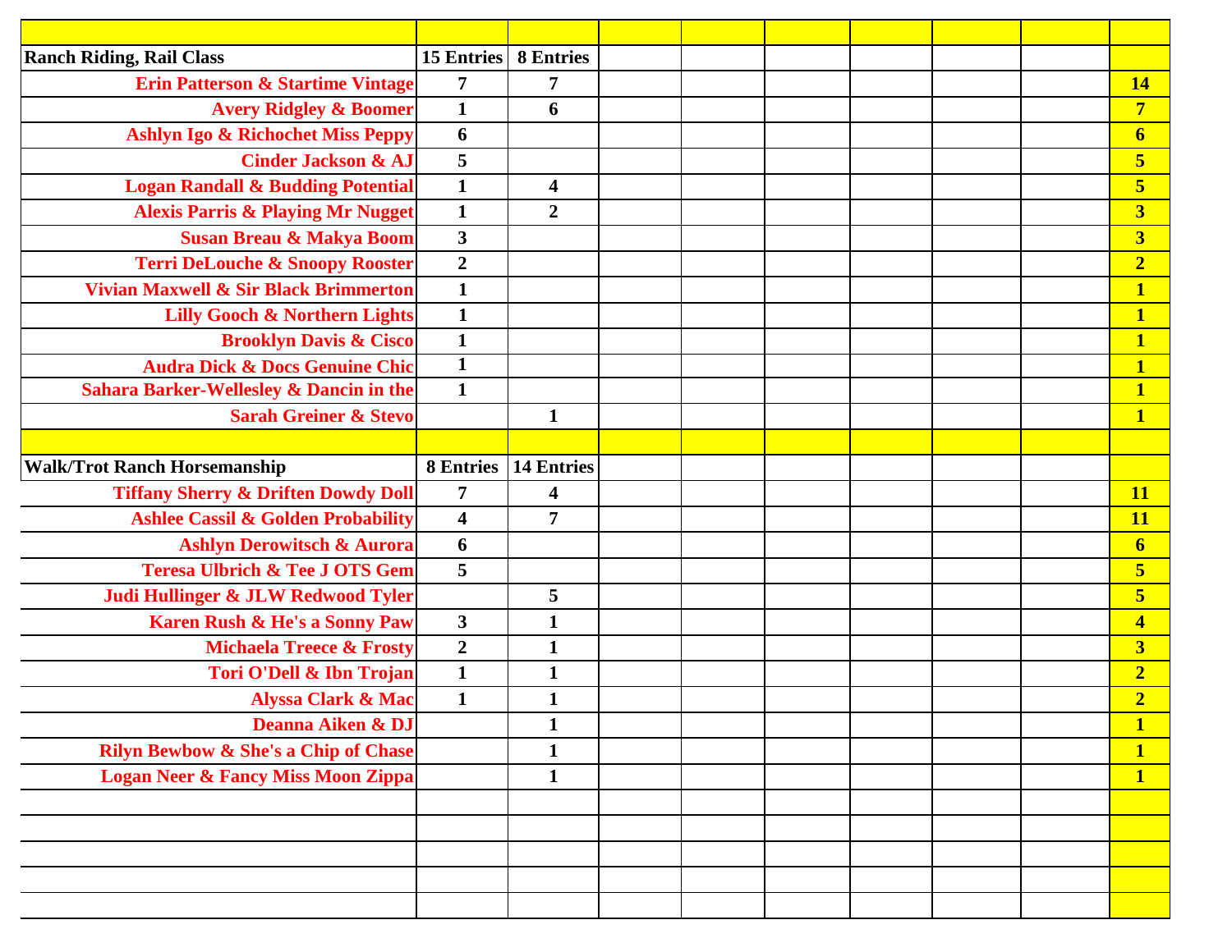| | | | | | | | | | |
|---|---|---|---|---|---|---|---|---|---|
| **Ranch Riding, Rail Class** | **15 Entries** | **8 Entries** | | | | | | | |
| **Erin Patterson & Startime Vintage** | **7** | **7** | | | | | | | **14** |
| **Avery Ridgley & Boomer** | **1** | **6** | | | | | | | **7** |
| **Ashlyn Igo & Richochet Miss Peppy** | **6** | | | | | | | | **6** |
| **Cinder Jackson & AJ** | **5** | | | | | | | | **5** |
| **Logan Randall & Budding Potential** | **1** | **4** | | | | | | | **5** |
| **Alexis Parris & Playing Mr Nugget** | **1** | **2** | | | | | | | **3** |
| **Susan Breau & Makya Boom** | **3** | | | | | | | | **3** |
| **Terri DeLouche & Snoopy Rooster** | **2** | | | | | | | | **2** |
| **Vivian Maxwell & Sir Black Brimmerton** | **1** | | | | | | | | **1** |
| **Lilly Gooch & Northern Lights** | **1** | | | | | | | | **1** |
| **Brooklyn Davis & Cisco** | **1** | | | | | | | | **1** |
| **Audra Dick & Docs Genuine Chic** | **1** | | | | | | | | **1** |
| **Sahara Barker-Wellesley & Dancin in the** | **1** | | | | | | | | **1** |
| **Sarah Greiner & Stevo** | | **1** | | | | | | | **1** |
| | | | | | | | | | |
| **Walk/Trot Ranch Horsemanship** | **8 Entries** | **14 Entries** | | | | | | | |
| **Tiffany Sherry & Driften Dowdy Doll** | **7** | **4** | | | | | | | **11** |
| **Ashlee Cassil & Golden Probability** | **4** | **7** | | | | | | | **11** |
| **Ashlyn Derowitsch & Aurora** | **6** | | | | | | | | **6** |
| **Teresa Ulbrich & Tee J OTS Gem** | **5** | | | | | | | | **5** |
| **Judi Hullinger & JLW Redwood Tyler** | | **5** | | | | | | | **5** |
| **Karen Rush & He's a Sonny Paw** | **3** | **1** | | | | | | | **4** |
| **Michaela Treece & Frosty** | **2** | **1** | | | | | | | **3** |
| **Tori O'Dell & Ibn Trojan** | **1** | **1** | | | | | | | **2** |
| **Alyssa Clark & Mac** | **1** | **1** | | | | | | | **2** |
| **Deanna Aiken & DJ** | | **1** | | | | | | | **1** |
| **Rilyn Bewbow & She's a Chip of Chase** | | **1** | | | | | | | **1** |
| **Logan Neer & Fancy Miss Moon Zippa** | | **1** | | | | | | | **1** |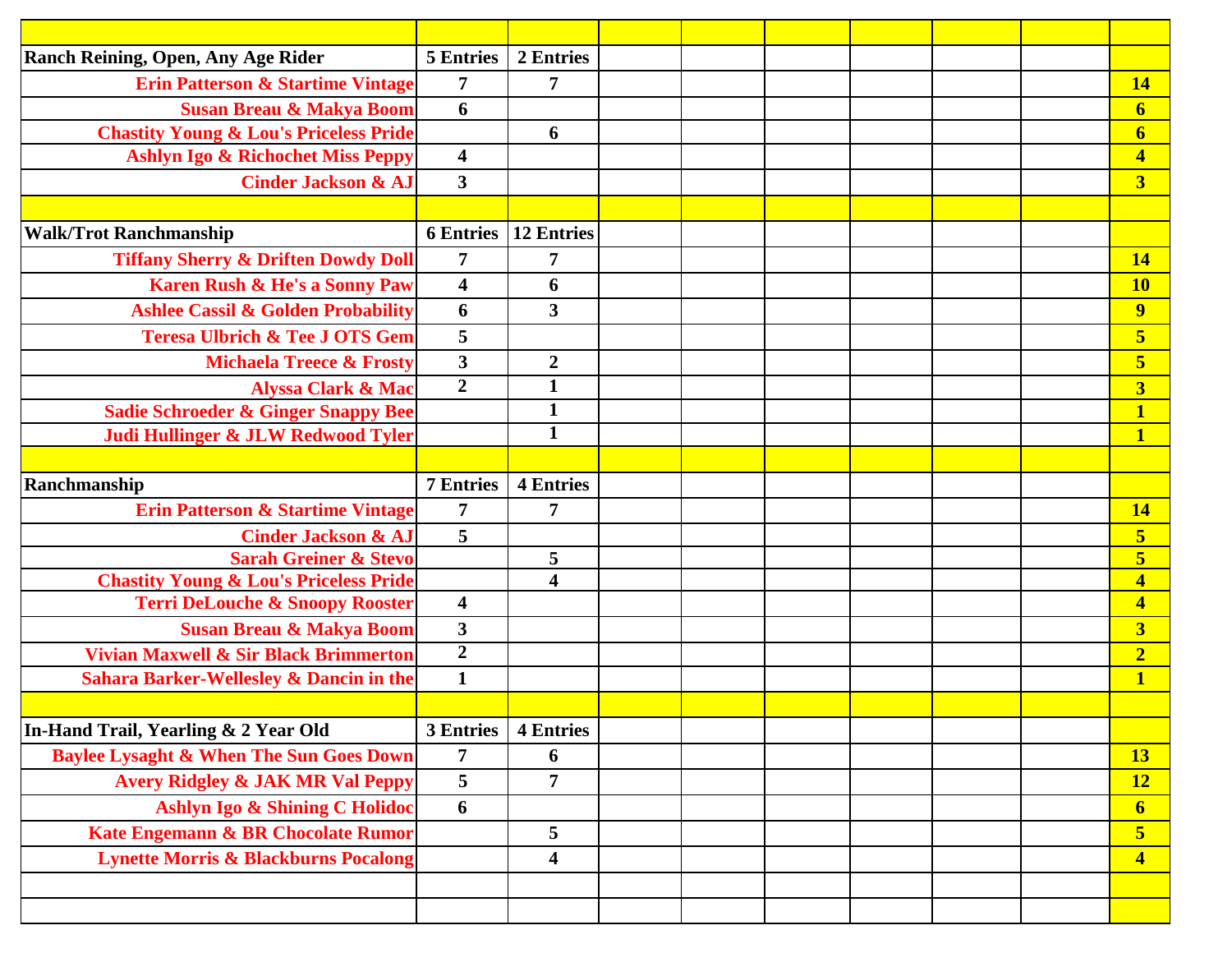| | | | | | | | | | |
|---|---|---|---|---|---|---|---|---|---|
| **Ranch Reining, Open, Any Age Rider** | **5 Entries** | **2 Entries** | | | | | | | |
| **Erin Patterson & Startime Vintage** | **7** | **7** | | | | | | | **14** |
| **Susan Breau & Makya Boom** | **6** | | | | | | | | **6** |
| **Chastity Young & Lou's Priceless Pride** | | **6** | | | | | | | **6** |
| **Ashlyn Igo & Richochet Miss Peppy** | **4** | | | | | | | | **4** |
| **Cinder Jackson & AJ** | **3** | | | | | | | | **3** |
| | | | | | | | | | |
| **Walk/Trot Ranchmanship** | **6 Entries** | **12 Entries** | | | | | | | |
| **Tiffany Sherry & Driften Dowdy Doll** | **7** | **7** | | | | | | | **14** |
| **Karen Rush & He's a Sonny Paw** | **4** | **6** | | | | | | | **10** |
| **Ashlee Cassil & Golden Probability** | **6** | **3** | | | | | | | **9** |
| **Teresa Ulbrich & Tee J OTS Gem** | **5** | | | | | | | | **5** |
| **Michaela Treece & Frosty** | **3** | **2** | | | | | | | **5** |
| **Alyssa Clark & Mac** | **2** | **1** | | | | | | | **3** |
| **Sadie Schroeder & Ginger Snappy Bee** | | **1** | | | | | | | **1** |
| **Judi Hullinger & JLW Redwood Tyler** | | **1** | | | | | | | **1** |
| | | | | | | | | | |
| **Ranchmanship** | **7 Entries** | **4 Entries** | | | | | | | |
| **Erin Patterson & Startime Vintage** | **7** | **7** | | | | | | | **14** |
| **Cinder Jackson & AJ** | **5** | | | | | | | | **5** |
| **Sarah Greiner & Stevo** | | **5** | | | | | | | **5** |
| **Chastity Young & Lou's Priceless Pride** | | **4** | | | | | | | **4** |
| **Terri DeLouche & Snoopy Rooster** | **4** | | | | | | | | **4** |
| **Susan Breau & Makya Boom** | **3** | | | | | | | | **3** |
| **Vivian Maxwell & Sir Black Brimmerton** | **2** | | | | | | | | **2** |
| **Sahara Barker-Wellesley & Dancin in the** | **1** | | | | | | | | **1** |
| | | | | | | | | | |
| **In-Hand Trail, Yearling & 2 Year Old** | **3 Entries** | **4 Entries** | | | | | | | |
| **Baylee Lysaght & When The Sun Goes Down** | **7** | **6** | | | | | | | **13** |
| **Avery Ridgley & JAK MR Val Peppy** | **5** | **7** | | | | | | | **12** |
| **Ashlyn Igo & Shining C Holidoc** | **6** | | | | | | | | **6** |
| **Kate Engemann & BR Chocolate Rumor** | | **5** | | | | | | | **5** |
| **Lynette Morris & Blackburns Pocalong** | | **4** | | | | | | | **4** |
| | | | | | | | | | |
| | | | | | | | | | |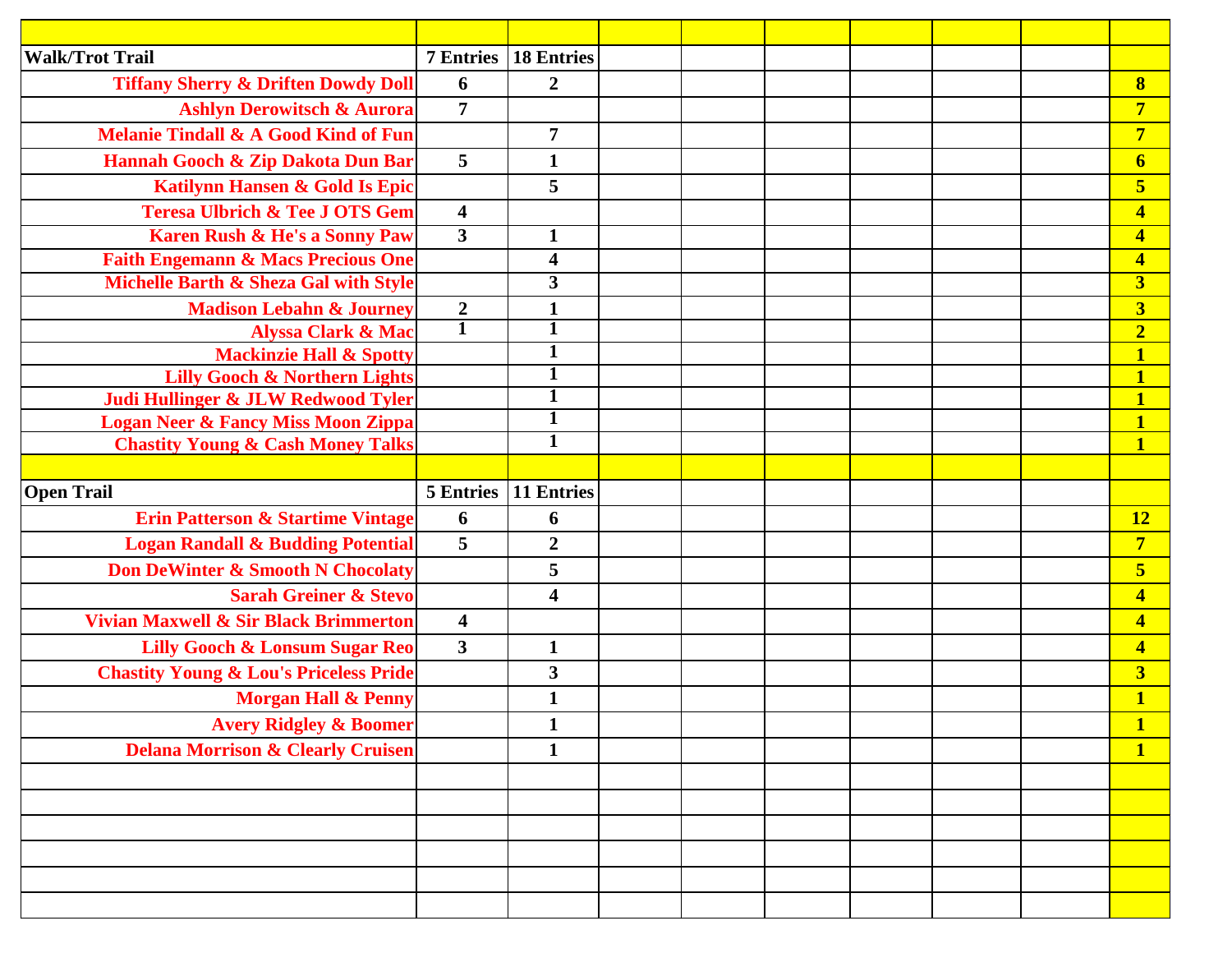| | | | | | | | | | |
|---|---|---|---|---|---|---|---|---|---|
| **Walk/Trot Trail** | **7 Entries** | **18 Entries** | | | | | | | |
| **Tiffany Sherry & Driften Dowdy Doll** | **6** | **2** | | | | | | | **8** |
| **Ashlyn Derowitsch & Aurora** | **7** | | | | | | | | **7** |
| **Melanie Tindall & A Good Kind of Fun** | | **7** | | | | | | | **7** |
| **Hannah Gooch & Zip Dakota Dun Bar** | **5** | **1** | | | | | | | **6** |
| **Katilynn Hansen & Gold Is Epic** | | **5** | | | | | | | **5** |
| **Teresa Ulbrich & Tee J OTS Gem** | **4** | | | | | | | | **4** |
| **Karen Rush & He's a Sonny Paw** | **3** | **1** | | | | | | | **4** |
| **Faith Engemann & Macs Precious One** | | **4** | | | | | | | **4** |
| **Michelle Barth & Sheza Gal with Style** | | **3** | | | | | | | **3** |
| **Madison Lebahn & Journey** | **2** | **1** | | | | | | | **3** |
| **Alyssa Clark & Mac** | **1** | **1** | | | | | | | **2** |
| **Mackinzie Hall & Spotty** | | **1** | | | | | | | **1** |
| **Lilly Gooch & Northern Lights** | | **1** | | | | | | | **1** |
| **Judi Hullinger & JLW Redwood Tyler** | | **1** | | | | | | | **1** |
| **Logan Neer & Fancy Miss Moon Zippa** | | **1** | | | | | | | **1** |
| **Chastity Young & Cash Money Talks** | | **1** | | | | | | | **1** |
| | | | | | | | | | |
| **Open Trail** | **5 Entries** | **11 Entries** | | | | | | | |
| **Erin Patterson & Startime Vintage** | **6** | **6** | | | | | | | **12** |
| **Logan Randall & Budding Potential** | **5** | **2** | | | | | | | **7** |
| **Don DeWinter & Smooth N Chocolaty** | | **5** | | | | | | | **5** |
| **Sarah Greiner & Stevo** | | **4** | | | | | | | **4** |
| **Vivian Maxwell & Sir Black Brimmerton** | **4** | | | | | | | | **4** |
| **Lilly Gooch & Lonsum Sugar Reo** | **3** | **1** | | | | | | | **4** |
| **Chastity Young & Lou's Priceless Pride** | | **3** | | | | | | | **3** |
| **Morgan Hall & Penny** | | **1** | | | | | | | **1** |
| **Avery Ridgley & Boomer** | | **1** | | | | | | | **1** |
| **Delana Morrison & Clearly Cruisen** | | **1** | | | | | | | **1** |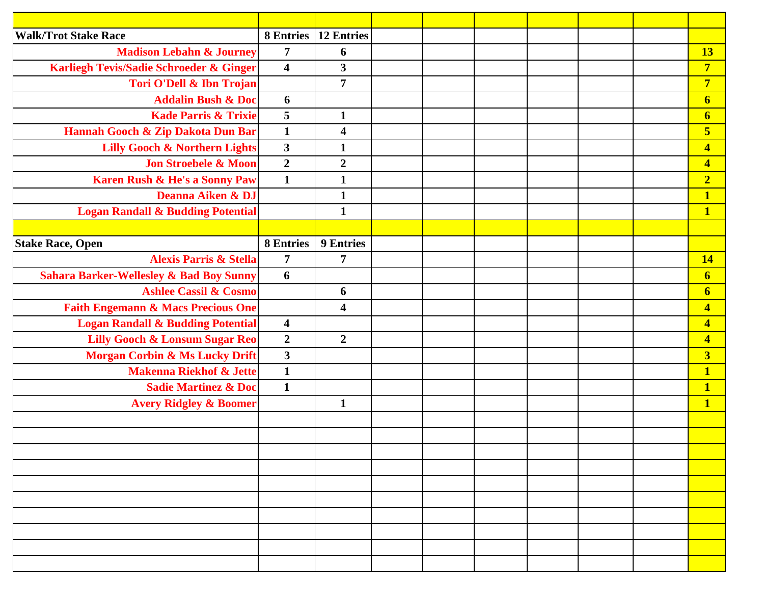| | | | | | | | | | |
|---|---|---|---|---|---|---|---|---|---|
| **Walk/Trot Stake Race** | **8 Entries** | **12 Entries** | | | | | | | |
| **Madison Lebahn & Journey** | **7** | **6** | | | | | | | **13** |
| **Karliegh Tevis/Sadie Schroeder & Ginger** | **4** | **3** | | | | | | | **7** |
| **Tori O'Dell & Ibn Trojan** | | **7** | | | | | | | **7** |
| **Addalin Bush & Doc** | **6** | | | | | | | | **6** |
| **Kade Parris & Trixie** | **5** | **1** | | | | | | | **6** |
| **Hannah Gooch & Zip Dakota Dun Bar** | **1** | **4** | | | | | | | **5** |
| **Lilly Gooch & Northern Lights** | **3** | **1** | | | | | | | **4** |
| **Jon Stroebele & Moon** | **2** | **2** | | | | | | | **4** |
| **Karen Rush & He's a Sonny Paw** | **1** | **1** | | | | | | | **2** |
| **Deanna Aiken & DJ** | | **1** | | | | | | | **1** |
| **Logan Randall & Budding Potential** | | **1** | | | | | | | **1** |
| | | | | | | | | | |
| **Stake Race, Open** | **8 Entries** | **9 Entries** | | | | | | | |
| **Alexis Parris & Stella** | **7** | **7** | | | | | | | **14** |
| **Sahara Barker-Wellesley & Bad Boy Sunny** | **6** | | | | | | | | **6** |
| **Ashlee Cassil & Cosmo** | | **6** | | | | | | | **6** |
| **Faith Engemann & Macs Precious One** | | **4** | | | | | | | **4** |
| **Logan Randall & Budding Potential** | **4** | | | | | | | | **4** |
| **Lilly Gooch & Lonsum Sugar Reo** | **2** | **2** | | | | | | | **4** |
| **Morgan Corbin & Ms Lucky Drift** | **3** | | | | | | | | **3** |
| **Makenna Riekhof & Jette** | **1** | | | | | | | | **1** |
| **Sadie Martinez & Doc** | **1** | | | | | | | | **1** |
| **Avery Ridgley & Boomer** | | **1** | | | | | | | **1** |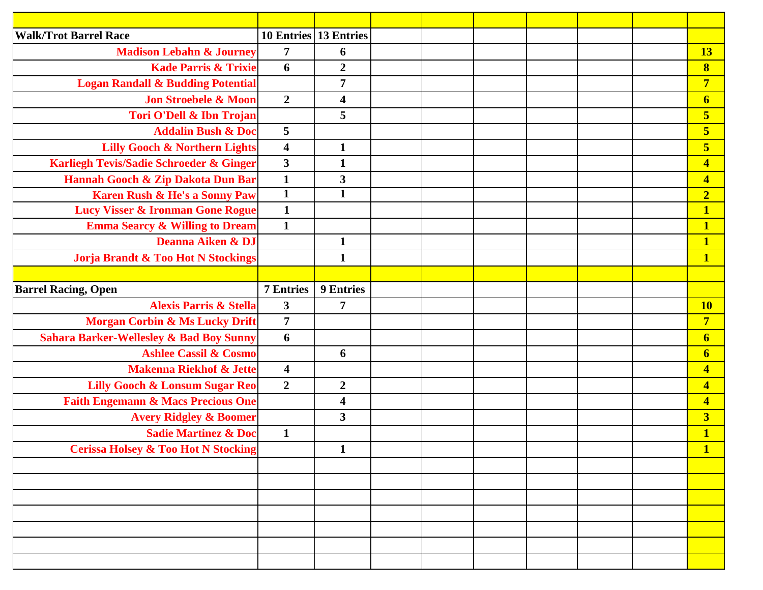| | | | | | | | | | |
|---|---|---|---|---|---|---|---|---|---|
| **Walk/Trot Barrel Race** | **10 Entries** | **13 Entries** | | | | | | | |
| **Madison Lebahn & Journey** | **7** | **6** | | | | | | | **13** |
| **Kade Parris & Trixie** | **6** | **2** | | | | | | | **8** |
| **Logan Randall & Budding Potential** | | **7** | | | | | | | **7** |
| **Jon Stroebele & Moon** | **2** | **4** | | | | | | | **6** |
| **Tori O'Dell & Ibn Trojan** | | **5** | | | | | | | **5** |
| **Addalin Bush & Doc** | **5** | | | | | | | | **5** |
| **Lilly Gooch & Northern Lights** | **4** | **1** | | | | | | | **5** |
| **Karliegh Tevis/Sadie Schroeder & Ginger** | **3** | **1** | | | | | | | **4** |
| **Hannah Gooch & Zip Dakota Dun Bar** | **1** | **3** | | | | | | | **4** |
| **Karen Rush & He's a Sonny Paw** | **1** | **1** | | | | | | | **2** |
| **Lucy Visser & Ironman Gone Rogue** | **1** | | | | | | | | **1** |
| **Emma Searcy & Willing to Dream** | **1** | | | | | | | | **1** |
| **Deanna Aiken & DJ** | | **1** | | | | | | | **1** |
| **Jorja Brandt & Too Hot N Stockings** | | **1** | | | | | | | **1** |
| | | | | | | | | | |
| **Barrel Racing, Open** | **7 Entries** | **9 Entries** | | | | | | | |
| **Alexis Parris & Stella** | **3** | **7** | | | | | | | **10** |
| **Morgan Corbin & Ms Lucky Drift** | **7** | | | | | | | | **7** |
| **Sahara Barker-Wellesley & Bad Boy Sunny** | **6** | | | | | | | | **6** |
| **Ashlee Cassil & Cosmo** | | **6** | | | | | | | **6** |
| **Makenna Riekhof & Jette** | **4** | | | | | | | | **4** |
| **Lilly Gooch & Lonsum Sugar Reo** | **2** | **2** | | | | | | | **4** |
| **Faith Engemann & Macs Precious One** | | **4** | | | | | | | **4** |
| **Avery Ridgley & Boomer** | | **3** | | | | | | | **3** |
| **Sadie Martinez & Doc** | **1** | | | | | | | | **1** |
| **Cerissa Holsey & Too Hot N Stocking** | | **1** | | | | | | | **1** |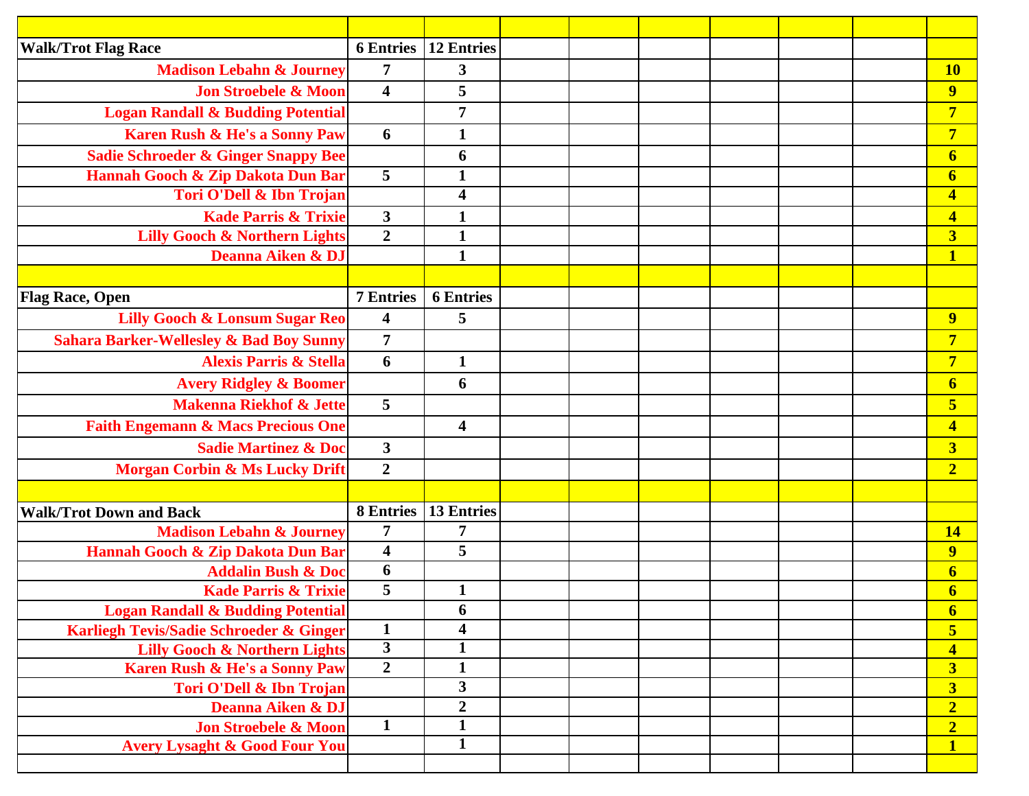| | | | | | | | | | |
|---|---|---|---|---|---|---|---|---|---|
| **Walk/Trot Flag Race** | **6 Entries** | **12 Entries** | | | | | | | |
| **Madison Lebahn & Journey** | **7** | **3** | | | | | | | **10** |
| **Jon Stroebele & Moon** | **4** | **5** | | | | | | | **9** |
| **Logan Randall & Budding Potential** | | **7** | | | | | | | **7** |
| **Karen Rush & He's a Sonny Paw** | **6** | **1** | | | | | | | **7** |
| **Sadie Schroeder & Ginger Snappy Bee** | | **6** | | | | | | | **6** |
| **Hannah Gooch & Zip Dakota Dun Bar** | **5** | **1** | | | | | | | **6** |
| **Tori O'Dell & Ibn Trojan** | | **4** | | | | | | | **4** |
| **Kade Parris & Trixie** | **3** | **1** | | | | | | | **4** |
| **Lilly Gooch & Northern Lights** | **2** | **1** | | | | | | | **3** |
| **Deanna Aiken & DJ** | | **1** | | | | | | | **1** |
| | | | | | | | | | |
| **Flag Race, Open** | **7 Entries** | **6 Entries** | | | | | | | |
| **Lilly Gooch & Lonsum Sugar Reo** | **4** | **5** | | | | | | | **9** |
| **Sahara Barker-Wellesley & Bad Boy Sunny** | **7** | | | | | | | | **7** |
| **Alexis Parris & Stella** | **6** | **1** | | | | | | | **7** |
| **Avery Ridgley & Boomer** | | **6** | | | | | | | **6** |
| **Makenna Riekhof & Jette** | **5** | | | | | | | | **5** |
| **Faith Engemann & Macs Precious One** | | **4** | | | | | | | **4** |
| **Sadie Martinez & Doc** | **3** | | | | | | | | **3** |
| **Morgan Corbin & Ms Lucky Drift** | **2** | | | | | | | | **2** |
| | | | | | | | | | |
| **Walk/Trot Down and Back** | **8 Entries** | **13 Entries** | | | | | | | |
| **Madison Lebahn & Journey** | **7** | **7** | | | | | | | **14** |
| **Hannah Gooch & Zip Dakota Dun Bar** | **4** | **5** | | | | | | | **9** |
| **Addalin Bush & Doc** | **6** | | | | | | | | **6** |
| **Kade Parris & Trixie** | **5** | **1** | | | | | | | **6** |
| **Logan Randall & Budding Potential** | | **6** | | | | | | | **6** |
| **Karliegh Tevis/Sadie Schroeder & Ginger** | **1** | **4** | | | | | | | **5** |
| **Lilly Gooch & Northern Lights** | **3** | **1** | | | | | | | **4** |
| **Karen Rush & He's a Sonny Paw** | **2** | **1** | | | | | | | **3** |
| **Tori O'Dell & Ibn Trojan** | | **3** | | | | | | | **3** |
| **Deanna Aiken & DJ** | | **2** | | | | | | | **2** |
| **Jon Stroebele & Moon** | **1** | **1** | | | | | | | **2** |
| **Avery Lysaght & Good Four You** | | **1** | | | | | | | **1** |
| | | | | | | | | | |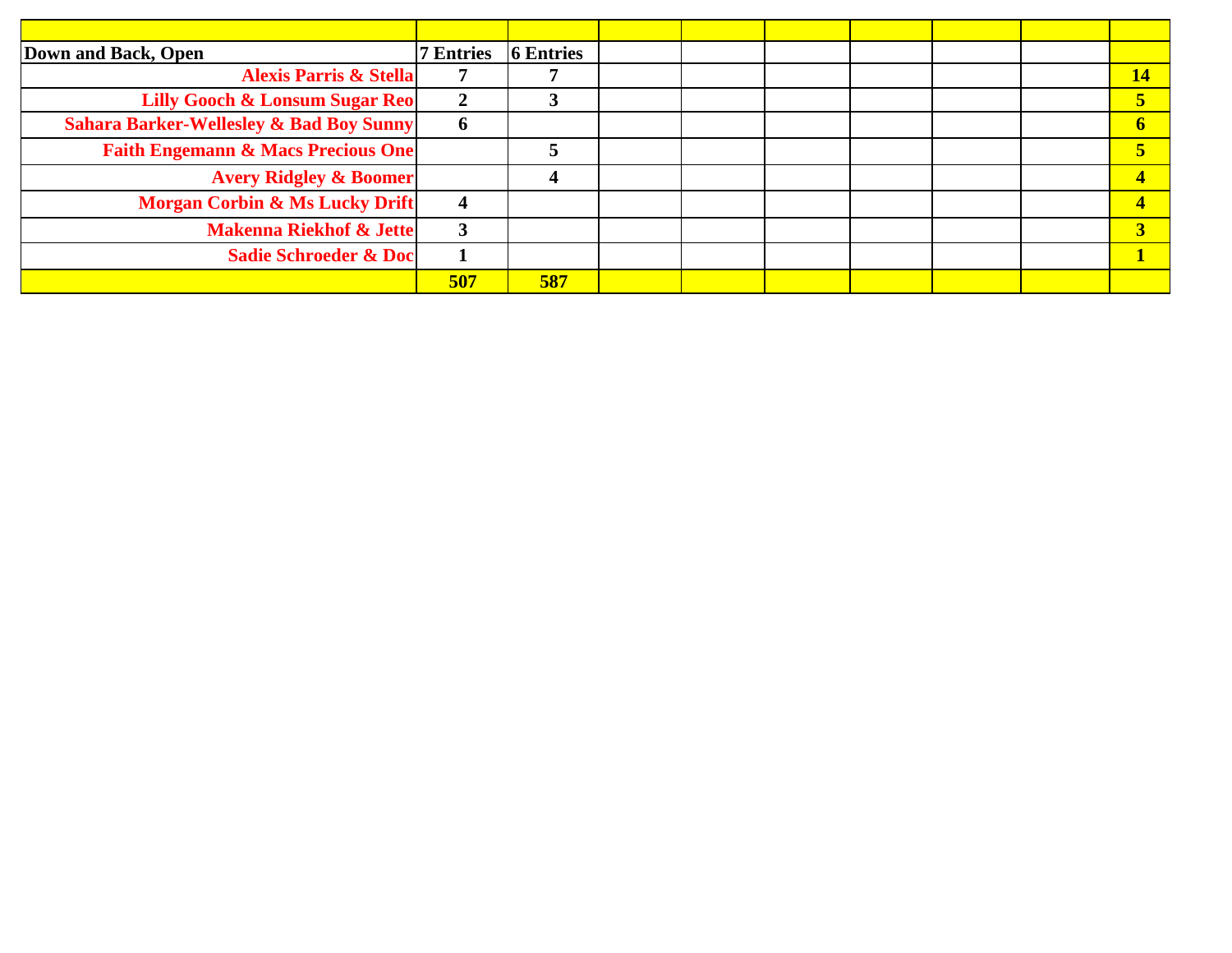| | | | | | | | | | |
|---|---|---|---|---|---|---|---|---|---|
| **Down and Back, Open** | **7 Entries** | **6 Entries** | | | | | | | |
| **Alexis Parris & Stella** | **7** | **7** | | | | | | | **14** |
| **Lilly Gooch & Lonsum Sugar Reo** | **2** | **3** | | | | | | | **5** |
| **Sahara Barker-Wellesley & Bad Boy Sunny** | **6** | | | | | | | | **6** |
| **Faith Engemann & Macs Precious One** | | **5** | | | | | | | **5** |
| **Avery Ridgley & Boomer** | | **4** | | | | | | | **4** |
| **Morgan Corbin & Ms Lucky Drift** | **4** | | | | | | | | **4** |
| **Makenna Riekhof & Jette** | **3** | | | | | | | | **3** |
| **Sadie Schroeder & Doc** | **1** | | | | | | | | **1** |
| | **507** | **587** | | | | | | | |